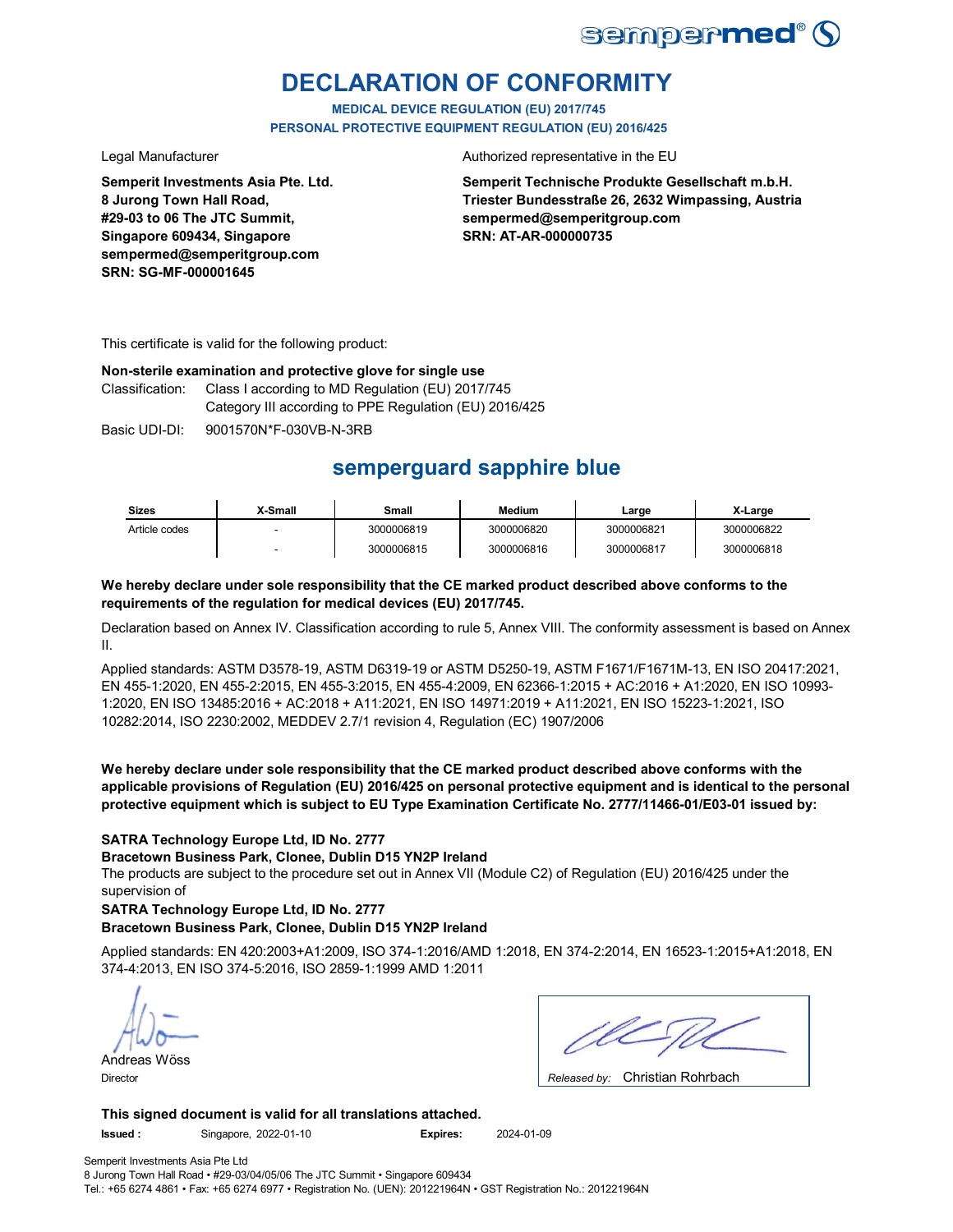# DECLARATION OF CONFORMITY

**MEDICAL DEVICE REGULATION (EU) 2017/745**
**PERSONAL PROTECTIVE EQUIPMENT REGULATION (EU) 2016/425**

Legal Manufacturer

**Semperit Investments Asia Pte. Ltd.**
**8 Jurong Town Hall Road,**
**#29-03 to 06 The JTC Summit,**
**Singapore 609434, Singapore**
**sempermed@semperitgroup.com**
**SRN: SG-MF-000001645**

Authorized representative in the EU

**Semperit Technische Produkte Gesellschaft m.b.H.**
**Triester Bundesstraße 26, 2632 Wimpassing, Austria**
**sempermed@semperitgroup.com**
**SRN: AT-AR-000000735**

This certificate is valid for the following product:

**Non-sterile examination and protective glove for single use**

Classification: Class I according to MD Regulation (EU) 2017/745
Category III according to PPE Regulation (EU) 2016/425

Basic UDI-DI: 9001570N*F-030VB-N-3RB

## semperguard sapphire blue

| Sizes | X-Small | Small | Medium | Large | X-Large |
|---|---|---|---|---|---|
| Article codes | - | 3000006819 | 3000006820 | 3000006821 | 3000006822 |
| | - | 3000006815 | 3000006816 | 3000006817 | 3000006818 |

**We hereby declare under sole responsibility that the CE marked product described above conforms to the requirements of the regulation for medical devices (EU) 2017/745.**

Declaration based on Annex IV. Classification according to rule 5, Annex VIII. The conformity assessment is based on Annex II.

Applied standards: ASTM D3578-19, ASTM D6319-19 or ASTM D5250-19, ASTM F1671/F1671M-13, EN ISO 20417:2021, EN 455-1:2020, EN 455-2:2015, EN 455-3:2015, EN 455-4:2009, EN 62366-1:2015 + AC:2016 + A1:2020, EN ISO 10993-1:2020, EN ISO 13485:2016 + AC:2018 + A11:2021, EN ISO 14971:2019 + A11:2021, EN ISO 15223-1:2021, ISO 10282:2014, ISO 2230:2002, MEDDEV 2.7/1 revision 4, Regulation (EC) 1907/2006

**We hereby declare under sole responsibility that the CE marked product described above conforms with the applicable provisions of Regulation (EU) 2016/425 on personal protective equipment and is identical to the personal protective equipment which is subject to EU Type Examination Certificate No. 2777/11466-01/E03-01 issued by:**

**SATRA Technology Europe Ltd, ID No. 2777**
**Bracetown Business Park, Clonee, Dublin D15 YN2P Ireland**
The products are subject to the procedure set out in Annex VII (Module C2) of Regulation (EU) 2016/425 under the supervision of
**SATRA Technology Europe Ltd, ID No. 2777**
**Bracetown Business Park, Clonee, Dublin D15 YN2P Ireland**

Applied standards: EN 420:2003+A1:2009, ISO 374-1:2016/AMD 1:2018, EN 374-2:2014, EN 16523-1:2015+A1:2018, EN 374-4:2013, EN ISO 374-5:2016, ISO 2859-1:1999 AMD 1:2011

Andreas Wöss
Director

*Released by:* Christian Rohrbach

**This signed document is valid for all translations attached.**

**Issued :** Singapore, 2022-01-10 **Expires:** 2024-01-09

Semperit Investments Asia Pte Ltd
8 Jurong Town Hall Road • #29-03/04/05/06 The JTC Summit • Singapore 609434
Tel.: +65 6274 4861 • Fax: +65 6274 6977 • Registration No. (UEN): 201221964N • GST Registration No.: 201221964N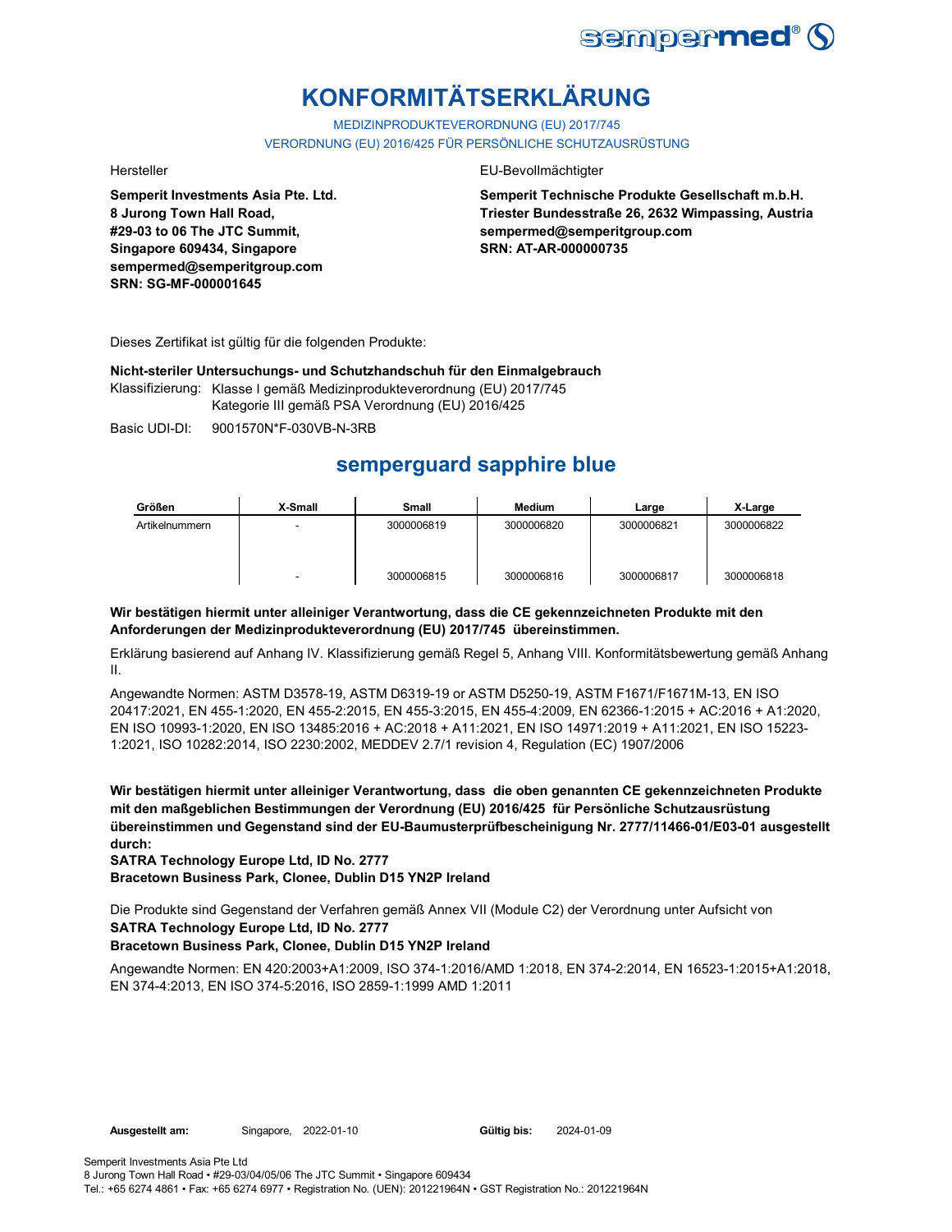# KONFORMITÄTSERKLÄRUNG

MEDIZINPRODUKTEVERORDNUNG (EU) 2017/745

VERORDNUNG (EU) 2016/425 FÜR PERSÖNLICHE SCHUTZAUSRÜSTUNG

Hersteller

**Semperit Investments Asia Pte. Ltd.**
**8 Jurong Town Hall Road,**
**#29-03 to 06 The JTC Summit,**
**Singapore 609434, Singapore**
**sempermed@semperitgroup.com**
**SRN: SG-MF-000001645**

EU-Bevollmächtigter

**Semperit Technische Produkte Gesellschaft m.b.H.**
**Triester Bundesstraße 26, 2632 Wimpassing, Austria**
**sempermed@semperitgroup.com**
**SRN: AT-AR-000000735**

Dieses Zertifikat ist gültig für die folgenden Produkte:

**Nicht-steriler Untersuchungs- und Schutzhandschuh für den Einmalgebrauch**

Klassifizierung: Klasse I gemäß Medizinprodukteverordnung (EU) 2017/745
Kategorie III gemäß PSA Verordnung (EU) 2016/425

Basic UDI-DI: 9001570N*F-030VB-N-3RB

## semperguard sapphire blue

| Größen | X-Small | Small | Medium | Large | X-Large |
|---|---|---|---|---|---|
| Artikelnummern | - | 3000006819 | 3000006820 | 3000006821 | 3000006822 |
| | - | 3000006815 | 3000006816 | 3000006817 | 3000006818 |

**Wir bestätigen hiermit unter alleiniger Verantwortung, dass die CE gekennzeichneten Produkte mit den Anforderungen der Medizinprodukteverordnung (EU) 2017/745 übereinstimmen.**

Erklärung basierend auf Anhang IV. Klassifizierung gemäß Regel 5, Anhang VIII. Konformitätsbewertung gemäß Anhang II.

Angewandte Normen: ASTM D3578-19, ASTM D6319-19 or ASTM D5250-19, ASTM F1671/F1671M-13, EN ISO 20417:2021, EN 455-1:2020, EN 455-2:2015, EN 455-3:2015, EN 455-4:2009, EN 62366-1:2015 + AC:2016 + A1:2020, EN ISO 10993-1:2020, EN ISO 13485:2016 + AC:2018 + A11:2021, EN ISO 14971:2019 + A11:2021, EN ISO 15223-1:2021, ISO 10282:2014, ISO 2230:2002, MEDDEV 2.7/1 revision 4, Regulation (EC) 1907/2006

**Wir bestätigen hiermit unter alleiniger Verantwortung, dass die oben genannten CE gekennzeichneten Produkte mit den maßgeblichen Bestimmungen der Verordnung (EU) 2016/425 für Persönliche Schutzausrüstung übereinstimmen und Gegenstand sind der EU-Baumusterprüfbescheinigung Nr. 2777/11466-01/E03-01 ausgestellt durch:**
**SATRA Technology Europe Ltd, ID No. 2777**
**Bracetown Business Park, Clonee, Dublin D15 YN2P Ireland**

Die Produkte sind Gegenstand der Verfahren gemäß Annex VII (Module C2) der Verordnung unter Aufsicht von
**SATRA Technology Europe Ltd, ID No. 2777**
**Bracetown Business Park, Clonee, Dublin D15 YN2P Ireland**

Angewandte Normen: EN 420:2003+A1:2009, ISO 374-1:2016/AMD 1:2018, EN 374-2:2014, EN 16523-1:2015+A1:2018, EN 374-4:2013, EN ISO 374-5:2016, ISO 2859-1:1999 AMD 1:2011

**Ausgestellt am:** Singapore, 2022-01-10 **Gültig bis:** 2024-01-09

Semperit Investments Asia Pte Ltd
8 Jurong Town Hall Road • #29-03/04/05/06 The JTC Summit • Singapore 609434
Tel.: +65 6274 4861 • Fax: +65 6274 6977 • Registration No. (UEN): 201221964N • GST Registration No.: 201221964N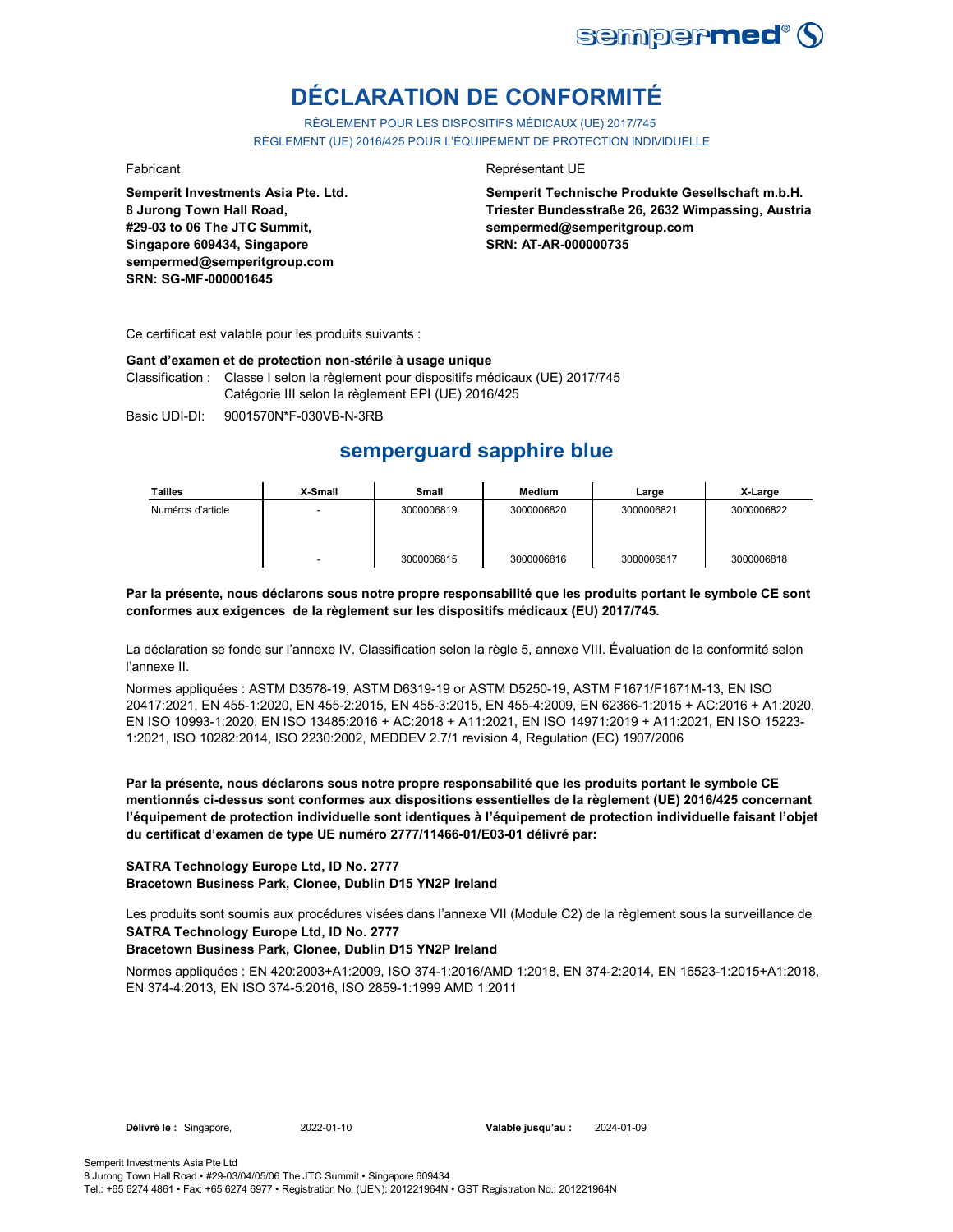# DÉCLARATION DE CONFORMITÉ

RÈGLEMENT POUR LES DISPOSITIFS MÉDICAUX (UE) 2017/745

RÈGLEMENT (UE) 2016/425 POUR L'ÉQUIPEMENT DE PROTECTION INDIVIDUELLE

Fabricant

**Semperit Investments Asia Pte. Ltd.**
**8 Jurong Town Hall Road,**
**#29-03 to 06 The JTC Summit,**
**Singapore 609434, Singapore**
**sempermed@semperitgroup.com**
**SRN: SG-MF-000001645**

Représentant UE

**Semperit Technische Produkte Gesellschaft m.b.H.**
**Triester Bundesstraße 26, 2632 Wimpassing, Austria**
**sempermed@semperitgroup.com**
**SRN: AT-AR-000000735**

Ce certificat est valable pour les produits suivants :

**Gant d'examen et de protection non-stérile à usage unique**

Classification : Classe I selon la règlement pour dispositifs médicaux (UE) 2017/745
Catégorie III selon la règlement EPI (UE) 2016/425

Basic UDI-DI: 9001570N*F-030VB-N-3RB

## semperguard sapphire blue

| Tailles | X-Small | Small | Medium | Large | X-Large |
|---|---|---|---|---|---|
| Numéros d'article | - | 3000006819 | 3000006820 | 3000006821 | 3000006822 |
| | - | 3000006815 | 3000006816 | 3000006817 | 3000006818 |

**Par la présente, nous déclarons sous notre propre responsabilité que les produits portant le symbole CE sont conformes aux exigences de la règlement sur les dispositifs médicaux (EU) 2017/745.**

La déclaration se fonde sur l'annexe IV. Classification selon la règle 5, annexe VIII. Évaluation de la conformité selon l'annexe II.

Normes appliquées : ASTM D3578-19, ASTM D6319-19 or ASTM D5250-19, ASTM F1671/F1671M-13, EN ISO 20417:2021, EN 455-1:2020, EN 455-2:2015, EN 455-3:2015, EN 455-4:2009, EN 62366-1:2015 + AC:2016 + A1:2020, EN ISO 10993-1:2020, EN ISO 13485:2016 + AC:2018 + A11:2021, EN ISO 14971:2019 + A11:2021, EN ISO 15223-1:2021, ISO 10282:2014, ISO 2230:2002, MEDDEV 2.7/1 revision 4, Regulation (EC) 1907/2006

**Par la présente, nous déclarons sous notre propre responsabilité que les produits portant le symbole CE mentionnés ci-dessus sont conformes aux dispositions essentielles de la règlement (UE) 2016/425 concernant l'équipement de protection individuelle sont identiques à l'équipement de protection individuelle faisant l'objet du certificat d'examen de type UE numéro 2777/11466-01/E03-01 délivré par:**

**SATRA Technology Europe Ltd, ID No. 2777**
**Bracetown Business Park, Clonee, Dublin D15 YN2P Ireland**

Les produits sont soumis aux procédures visées dans l'annexe VII (Module C2) de la règlement sous la surveillance de
**SATRA Technology Europe Ltd, ID No. 2777**
**Bracetown Business Park, Clonee, Dublin D15 YN2P Ireland**

Normes appliquées : EN 420:2003+A1:2009, ISO 374-1:2016/AMD 1:2018, EN 374-2:2014, EN 16523-1:2015+A1:2018, EN 374-4:2013, EN ISO 374-5:2016, ISO 2859-1:1999 AMD 1:2011

**Délivré le :** Singapore, 2022-01-10 **Valable jusqu'au :** 2024-01-09

Semperit Investments Asia Pte Ltd
8 Jurong Town Hall Road • #29-03/04/05/06 The JTC Summit • Singapore 609434
Tel.: +65 6274 4861 • Fax: +65 6274 6977 • Registration No. (UEN): 201221964N • GST Registration No.: 201221964N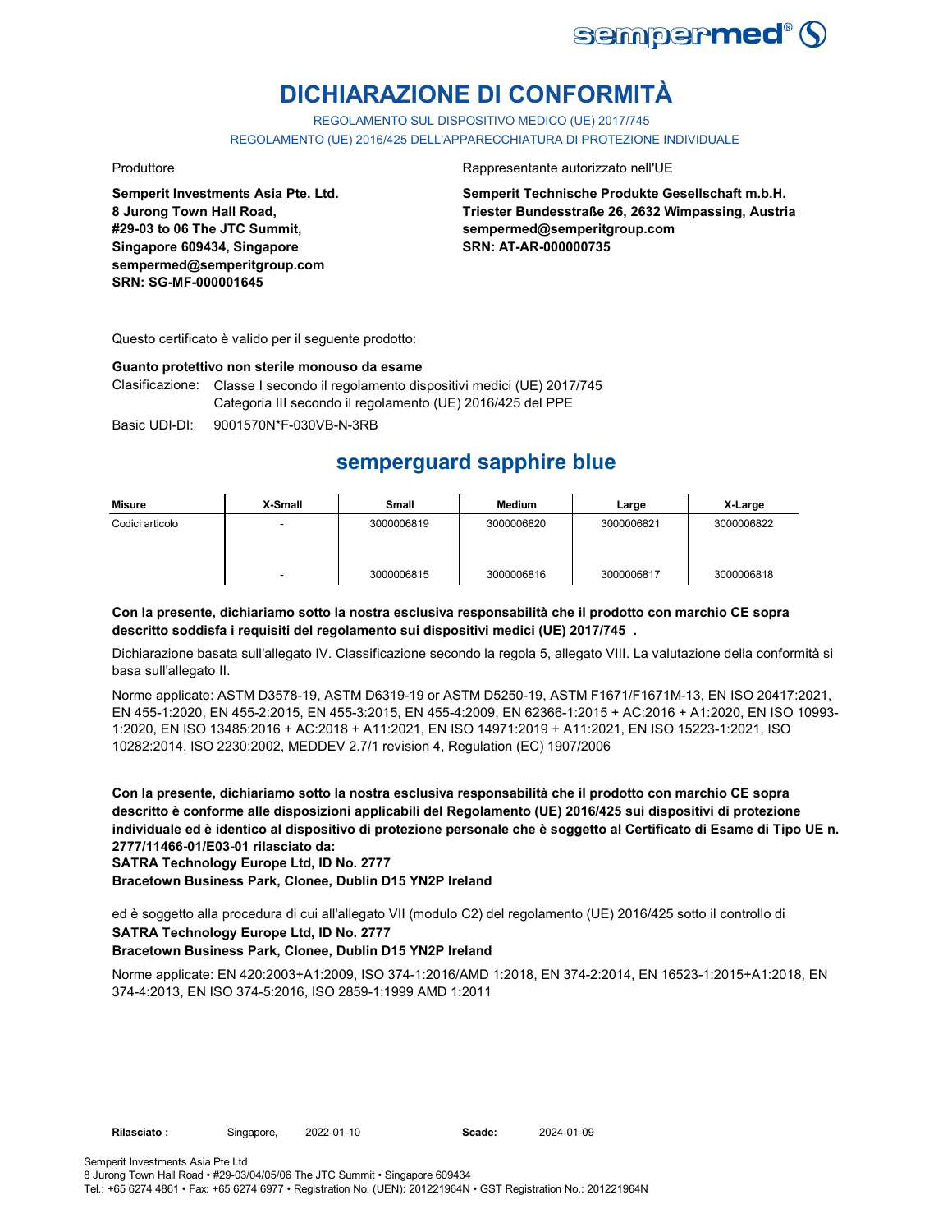# DICHIARAZIONE DI CONFORMITÀ

REGOLAMENTO SUL DISPOSITIVO MEDICO (UE) 2017/745

REGOLAMENTO (UE) 2016/425 DELL'APPARECCHIATURA DI PROTEZIONE INDIVIDUALE

Produttore

**Semperit Investments Asia Pte. Ltd.**
**8 Jurong Town Hall Road,**
**#29-03 to 06 The JTC Summit,**
**Singapore 609434, Singapore**
**sempermed@semperitgroup.com**
**SRN: SG-MF-000001645**

Rappresentante autorizzato nell'UE

**Semperit Technische Produkte Gesellschaft m.b.H.**
**Triester Bundesstraße 26, 2632 Wimpassing, Austria**
**sempermed@semperitgroup.com**
**SRN: AT-AR-000000735**

Questo certificato è valido per il seguente prodotto:

**Guanto protettivo non sterile monouso da esame**

Clasificazione: Classe I secondo il regolamento dispositivi medici (UE) 2017/745
Categoria III secondo il regolamento (UE) 2016/425 del PPE

Basic UDI-DI: 9001570N*F-030VB-N-3RB

## semperguard sapphire blue

| Misure | X-Small | Small | Medium | Large | X-Large |
|---|---|---|---|---|---|
| Codici articolo | - | 3000006819 | 3000006820 | 3000006821 | 3000006822 |
| | - | 3000006815 | 3000006816 | 3000006817 | 3000006818 |

**Con la presente, dichiariamo sotto la nostra esclusiva responsabilità che il prodotto con marchio CE sopra descritto soddisfa i requisiti del regolamento sui dispositivi medici (UE) 2017/745 .**

Dichiarazione basata sull'allegato IV. Classificazione secondo la regola 5, allegato VIII. La valutazione della conformità si basa sull'allegato II.

Norme applicate: ASTM D3578-19, ASTM D6319-19 or ASTM D5250-19, ASTM F1671/F1671M-13, EN ISO 20417:2021, EN 455-1:2020, EN 455-2:2015, EN 455-3:2015, EN 455-4:2009, EN 62366-1:2015 + AC:2016 + A1:2020, EN ISO 10993-1:2020, EN ISO 13485:2016 + AC:2018 + A11:2021, EN ISO 14971:2019 + A11:2021, EN ISO 15223-1:2021, ISO 10282:2014, ISO 2230:2002, MEDDEV 2.7/1 revision 4, Regulation (EC) 1907/2006

**Con la presente, dichiariamo sotto la nostra esclusiva responsabilità che il prodotto con marchio CE sopra descritto è conforme alle disposizioni applicabili del Regolamento (UE) 2016/425 sui dispositivi di protezione individuale ed è identico al dispositivo di protezione personale che è soggetto al Certificato di Esame di Tipo UE n. 2777/11466-01/E03-01 rilasciato da:**
**SATRA Technology Europe Ltd, ID No. 2777**
**Bracetown Business Park, Clonee, Dublin D15 YN2P Ireland**

ed è soggetto alla procedura di cui all'allegato VII (modulo C2) del regolamento (UE) 2016/425 sotto il controllo di
**SATRA Technology Europe Ltd, ID No. 2777**
**Bracetown Business Park, Clonee, Dublin D15 YN2P Ireland**

Norme applicate: EN 420:2003+A1:2009, ISO 374-1:2016/AMD 1:2018, EN 374-2:2014, EN 16523-1:2015+A1:2018, EN 374-4:2013, EN ISO 374-5:2016, ISO 2859-1:1999 AMD 1:2011

**Rilasciato :** Singapore, 2022-01-10 **Scade:** 2024-01-09

Semperit Investments Asia Pte Ltd
8 Jurong Town Hall Road • #29-03/04/05/06 The JTC Summit • Singapore 609434
Tel.: +65 6274 4861 • Fax: +65 6274 6977 • Registration No. (UEN): 201221964N • GST Registration No.: 201221964N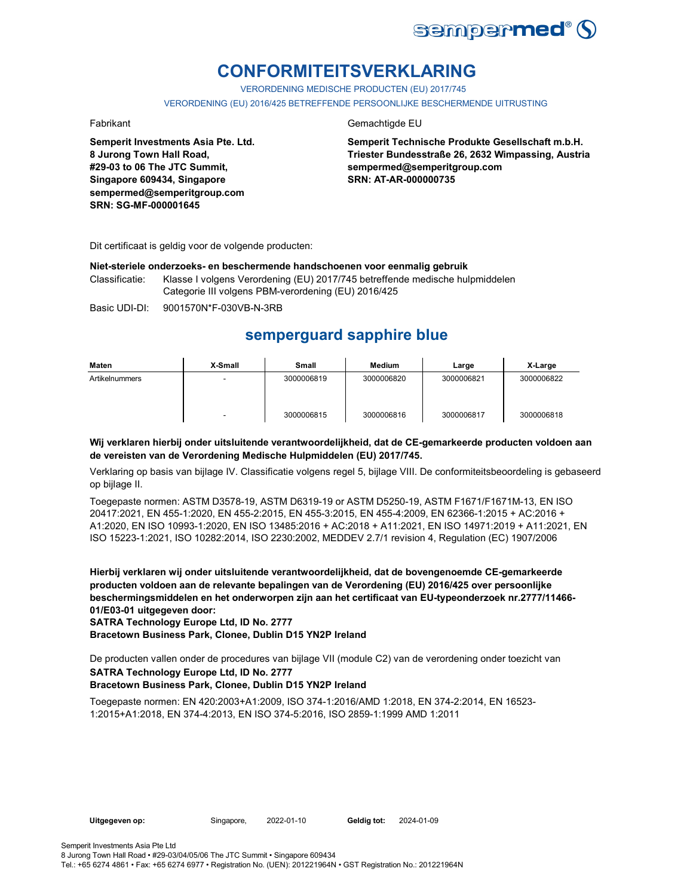sempermed®

# CONFORMITEITSVERKLARING

VERORDENING MEDISCHE PRODUCTEN (EU) 2017/745

VERORDENING (EU) 2016/425 BETREFFENDE PERSOONLIJKE BESCHERMENDE UITRUSTING

Fabrikant

**Semperit Investments Asia Pte. Ltd.**
**8 Jurong Town Hall Road,**
**#29-03 to 06 The JTC Summit,**
**Singapore 609434, Singapore**
**sempermed@semperitgroup.com**
**SRN: SG-MF-000001645**

Gemachtigde EU

**Semperit Technische Produkte Gesellschaft m.b.H.**
**Triester Bundesstraße 26, 2632 Wimpassing, Austria**
**sempermed@semperitgroup.com**
**SRN: AT-AR-000000735**

Dit certificaat is geldig voor de volgende producten:

**Niet-steriele onderzoeks- en beschermende handschoenen voor eenmalig gebruik**

Classificatie: Klasse I volgens Verordening (EU) 2017/745 betreffende medische hulpmiddelen
Categorie III volgens PBM-verordening (EU) 2016/425

Basic UDI-DI: 9001570N*F-030VB-N-3RB

## semperguard sapphire blue

| Maten | X-Small | Small | Medium | Large | X-Large |
|---|---|---|---|---|---|
| Artikelnummers | - | 3000006819 | 3000006820 | 3000006821 | 3000006822 |
| | - | 3000006815 | 3000006816 | 3000006817 | 3000006818 |

**Wij verklaren hierbij onder uitsluitende verantwoordelijkheid, dat de CE-gemarkeerde producten voldoen aan de vereisten van de Verordening Medische Hulpmiddelen (EU) 2017/745.**

Verklaring op basis van bijlage IV. Classificatie volgens regel 5, bijlage VIII. De conformiteitsbeoordeling is gebaseerd op bijlage II.

Toegepaste normen: ASTM D3578-19, ASTM D6319-19 or ASTM D5250-19, ASTM F1671/F1671M-13, EN ISO 20417:2021, EN 455-1:2020, EN 455-2:2015, EN 455-3:2015, EN 455-4:2009, EN 62366-1:2015 + AC:2016 + A1:2020, EN ISO 10993-1:2020, EN ISO 13485:2016 + AC:2018 + A11:2021, EN ISO 14971:2019 + A11:2021, EN ISO 15223-1:2021, ISO 10282:2014, ISO 2230:2002, MEDDEV 2.7/1 revision 4, Regulation (EC) 1907/2006

**Hierbij verklaren wij onder uitsluitende verantwoordelijkheid, dat de bovengenoemde CE-gemarkeerde producten voldoen aan de relevante bepalingen van de Verordening (EU) 2016/425 over persoonlijke beschermingsmiddelen en het onderworpen zijn aan het certificaat van EU-typeonderzoek nr.2777/11466-01/E03-01 uitgegeven door:**
**SATRA Technology Europe Ltd, ID No. 2777**
**Bracetown Business Park, Clonee, Dublin D15 YN2P Ireland**

De producten vallen onder de procedures van bijlage VII (module C2) van de verordening onder toezicht van
**SATRA Technology Europe Ltd, ID No. 2777**
**Bracetown Business Park, Clonee, Dublin D15 YN2P Ireland**

Toegepaste normen: EN 420:2003+A1:2009, ISO 374-1:2016/AMD 1:2018, EN 374-2:2014, EN 16523-1:2015+A1:2018, EN 374-4:2013, EN ISO 374-5:2016, ISO 2859-1:1999 AMD 1:2011

**Uitgegeven op:** Singapore, 2022-01-10 **Geldig tot:** 2024-01-09

Semperit Investments Asia Pte Ltd
8 Jurong Town Hall Road • #29-03/04/05/06 The JTC Summit • Singapore 609434
Tel.: +65 6274 4861 • Fax: +65 6274 6977 • Registration No. (UEN): 201221964N • GST Registration No.: 201221964N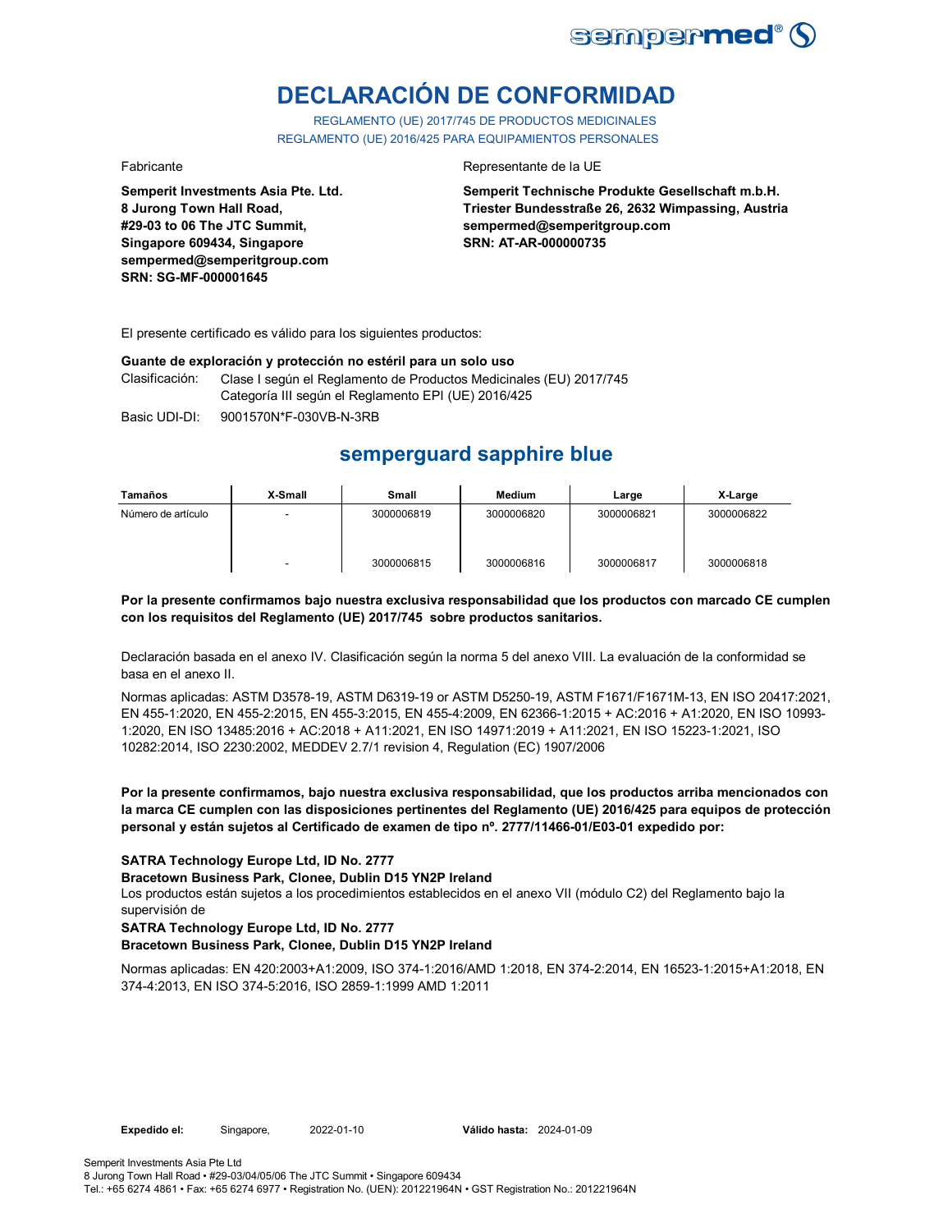# DECLARACIÓN DE CONFORMIDAD

REGLAMENTO (UE) 2017/745 DE PRODUCTOS MEDICINALES
REGLAMENTO (UE) 2016/425 PARA EQUIPAMIENTOS PERSONALES

Fabricante

**Semperit Investments Asia Pte. Ltd.**
**8 Jurong Town Hall Road,**
**#29-03 to 06 The JTC Summit,**
**Singapore 609434, Singapore**
**sempermed@semperitgroup.com**
**SRN: SG-MF-000001645**

Representante de la UE

**Semperit Technische Produkte Gesellschaft m.b.H.**
**Triester Bundesstraße 26, 2632 Wimpassing, Austria**
**sempermed@semperitgroup.com**
**SRN: AT-AR-000000735**

El presente certificado es válido para los siguientes productos:

**Guante de exploración y protección no estéril para un solo uso**

Clasificación: Clase I según el Reglamento de Productos Medicinales (EU) 2017/745
Categoría III según el Reglamento EPI (UE) 2016/425

Basic UDI-DI: 9001570N*F-030VB-N-3RB

## semperguard sapphire blue

| Tamaños | X-Small | Small | Medium | Large | X-Large |
|---|---|---|---|---|---|
| Número de artículo | - | 3000006819 | 3000006820 | 3000006821 | 3000006822 |
| | - | 3000006815 | 3000006816 | 3000006817 | 3000006818 |

**Por la presente confirmamos bajo nuestra exclusiva responsabilidad que los productos con marcado CE cumplen con los requisitos del Reglamento (UE) 2017/745 sobre productos sanitarios.**

Declaración basada en el anexo IV. Clasificación según la norma 5 del anexo VIII. La evaluación de la conformidad se basa en el anexo II.

Normas aplicadas: ASTM D3578-19, ASTM D6319-19 or ASTM D5250-19, ASTM F1671/F1671M-13, EN ISO 20417:2021, EN 455-1:2020, EN 455-2:2015, EN 455-3:2015, EN 455-4:2009, EN 62366-1:2015 + AC:2016 + A1:2020, EN ISO 10993-1:2020, EN ISO 13485:2016 + AC:2018 + A11:2021, EN ISO 14971:2019 + A11:2021, EN ISO 15223-1:2021, ISO 10282:2014, ISO 2230:2002, MEDDEV 2.7/1 revision 4, Regulation (EC) 1907/2006

**Por la presente confirmamos, bajo nuestra exclusiva responsabilidad, que los productos arriba mencionados con la marca CE cumplen con las disposiciones pertinentes del Reglamento (UE) 2016/425 para equipos de protección personal y están sujetos al Certificado de examen de tipo nº. 2777/11466-01/E03-01 expedido por:**

**SATRA Technology Europe Ltd, ID No. 2777**
**Bracetown Business Park, Clonee, Dublin D15 YN2P Ireland**
Los productos están sujetos a los procedimientos establecidos en el anexo VII (módulo C2) del Reglamento bajo la supervisión de
**SATRA Technology Europe Ltd, ID No. 2777**
**Bracetown Business Park, Clonee, Dublin D15 YN2P Ireland**

Normas aplicadas: EN 420:2003+A1:2009, ISO 374-1:2016/AMD 1:2018, EN 374-2:2014, EN 16523-1:2015+A1:2018, EN 374-4:2013, EN ISO 374-5:2016, ISO 2859-1:1999 AMD 1:2011

**Expedido el:** Singapore, 2022-01-10 **Válido hasta:** 2024-01-09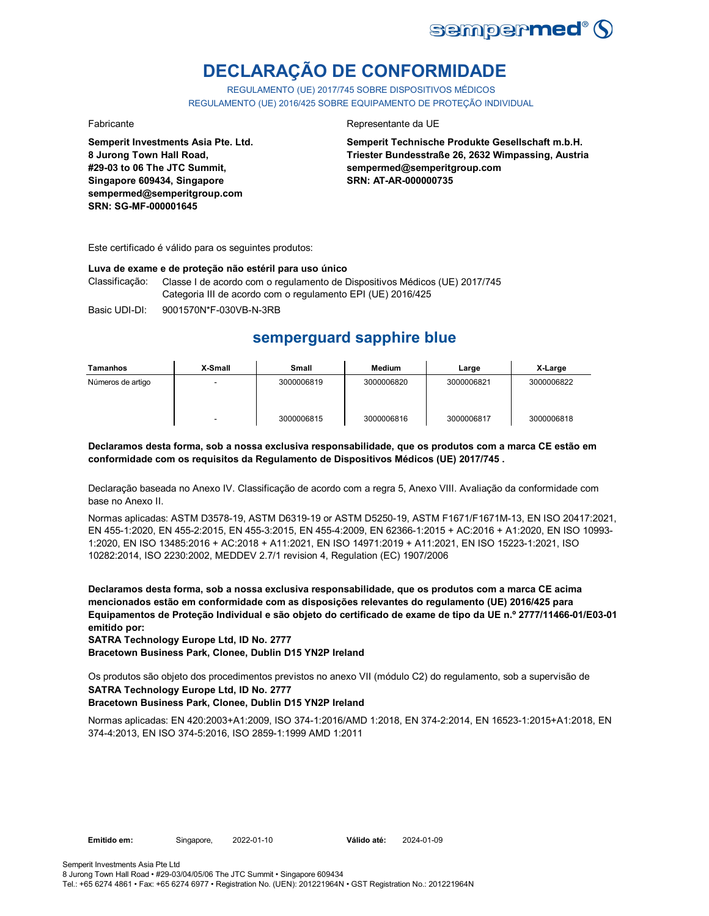# DECLARAÇÃO DE CONFORMIDADE

REGULAMENTO (UE) 2017/745 SOBRE DISPOSITIVOS MÉDICOS
REGULAMENTO (UE) 2016/425 SOBRE EQUIPAMENTO DE PROTEÇÃO INDIVIDUAL

Fabricante

**Semperit Investments Asia Pte. Ltd.**
**8 Jurong Town Hall Road,**
**#29-03 to 06 The JTC Summit,**
**Singapore 609434, Singapore**
**sempermed@semperitgroup.com**
**SRN: SG-MF-000001645**

Representante da UE

**Semperit Technische Produkte Gesellschaft m.b.H.**
**Triester Bundesstraße 26, 2632 Wimpassing, Austria**
**sempermed@semperitgroup.com**
**SRN: AT-AR-000000735**

Este certificado é válido para os seguintes produtos:

**Luva de exame e de proteção não estéril para uso único**

Classificação: Classe I de acordo com o regulamento de Dispositivos Médicos (UE) 2017/745
Categoria III de acordo com o regulamento EPI (UE) 2016/425

Basic UDI-DI: 9001570N*F-030VB-N-3RB

## semperguard sapphire blue

| Tamanhos | X-Small | Small | Medium | Large | X-Large |
|---|---|---|---|---|---|
| Números de artigo | - | 3000006819 | 3000006820 | 3000006821 | 3000006822 |
| | - | 3000006815 | 3000006816 | 3000006817 | 3000006818 |

**Declaramos desta forma, sob a nossa exclusiva responsabilidade, que os produtos com a marca CE estão em conformidade com os requisitos da Regulamento de Dispositivos Médicos (UE) 2017/745 .**

Declaração baseada no Anexo IV. Classificação de acordo com a regra 5, Anexo VIII. Avaliação da conformidade com base no Anexo II.

Normas aplicadas: ASTM D3578-19, ASTM D6319-19 or ASTM D5250-19, ASTM F1671/F1671M-13, EN ISO 20417:2021, EN 455-1:2020, EN 455-2:2015, EN 455-3:2015, EN 455-4:2009, EN 62366-1:2015 + AC:2016 + A1:2020, EN ISO 10993-1:2020, EN ISO 13485:2016 + AC:2018 + A11:2021, EN ISO 14971:2019 + A11:2021, EN ISO 15223-1:2021, ISO 10282:2014, ISO 2230:2002, MEDDEV 2.7/1 revision 4, Regulation (EC) 1907/2006

**Declaramos desta forma, sob a nossa exclusiva responsabilidade, que os produtos com a marca CE acima mencionados estão em conformidade com as disposições relevantes do regulamento (UE) 2016/425 para Equipamentos de Proteção Individual e são objeto do certificado de exame de tipo da UE n.º 2777/11466-01/E03-01 emitido por:**
**SATRA Technology Europe Ltd, ID No. 2777**
**Bracetown Business Park, Clonee, Dublin D15 YN2P Ireland**

Os produtos são objeto dos procedimentos previstos no anexo VII (módulo C2) do regulamento, sob a supervisão de
**SATRA Technology Europe Ltd, ID No. 2777**
**Bracetown Business Park, Clonee, Dublin D15 YN2P Ireland**

Normas aplicadas: EN 420:2003+A1:2009, ISO 374-1:2016/AMD 1:2018, EN 374-2:2014, EN 16523-1:2015+A1:2018, EN 374-4:2013, EN ISO 374-5:2016, ISO 2859-1:1999 AMD 1:2011

**Emitido em:** Singapore, 2022-01-10 **Válido até:** 2024-01-09

Semperit Investments Asia Pte Ltd
8 Jurong Town Hall Road • #29-03/04/05/06 The JTC Summit • Singapore 609434
Tel.: +65 6274 4861 • Fax: +65 6274 6977 • Registration No. (UEN): 201221964N • GST Registration No.: 201221964N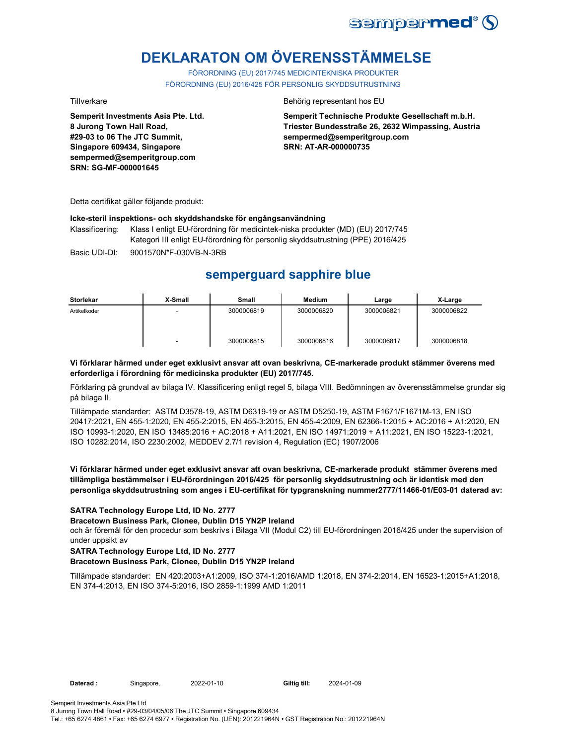# DEKLARATON OM ÖVERENSSTÄMMELSE

FÖRORDNING (EU) 2017/745 MEDICINTEKNISKA PRODUKTER
FÖRORDNING (EU) 2016/425 FÖR PERSONLIG SKYDDSUTRUSTNING

Tillverkare

**Semperit Investments Asia Pte. Ltd.**
**8 Jurong Town Hall Road,**
**#29-03 to 06 The JTC Summit,**
**Singapore 609434, Singapore**
**sempermed@semperitgroup.com**
**SRN: SG-MF-000001645**

Behörig representant hos EU

**Semperit Technische Produkte Gesellschaft m.b.H.**
**Triester Bundesstraße 26, 2632 Wimpassing, Austria**
**sempermed@semperitgroup.com**
**SRN: AT-AR-000000735**

Detta certifikat gäller följande produkt:

**Icke-steril inspektions- och skyddshandske för engångsanvändning**

Klassificering: Klass I enligt EU-förordning för medicintek-niska produkter (MD) (EU) 2017/745
Kategori III enligt EU-förordning för personlig skyddsutrustning (PPE) 2016/425

Basic UDI-DI: 9001570N*F-030VB-N-3RB

## semperguard sapphire blue

| Storlekar | X-Small | Small | Medium | Large | X-Large |
|---|---|---|---|---|---|
| Artikelkoder | - | 3000006819 | 3000006820 | 3000006821 | 3000006822 |
| | - | 3000006815 | 3000006816 | 3000006817 | 3000006818 |

**Vi förklarar härmed under eget exklusivt ansvar att ovan beskrivna, CE-markerade produkt stämmer överens med erforderliga i förordning för medicinska produkter (EU) 2017/745.**

Förklaring på grundval av bilaga IV. Klassificering enligt regel 5, bilaga VIII. Bedömningen av överensstämmelse grundar sig på bilaga II.

Tillämpade standarder: ASTM D3578-19, ASTM D6319-19 or ASTM D5250-19, ASTM F1671/F1671M-13, EN ISO 20417:2021, EN 455-1:2020, EN 455-2:2015, EN 455-3:2015, EN 455-4:2009, EN 62366-1:2015 + AC:2016 + A1:2020, EN ISO 10993-1:2020, EN ISO 13485:2016 + AC:2018 + A11:2021, EN ISO 14971:2019 + A11:2021, EN ISO 15223-1:2021, ISO 10282:2014, ISO 2230:2002, MEDDEV 2.7/1 revision 4, Regulation (EC) 1907/2006

**Vi förklarar härmed under eget exklusivt ansvar att ovan beskrivna, CE-markerade produkt stämmer överens med tillämpliga bestämmelser i EU-förordningen 2016/425 för personlig skyddsutrustning och är identisk med den personliga skyddsutrustning som anges i EU-certifikat för typgranskning nummer2777/11466-01/E03-01 daterad av:**

**SATRA Technology Europe Ltd, ID No. 2777**
**Bracetown Business Park, Clonee, Dublin D15 YN2P Ireland**
och är föremål för den procedur som beskrivs i Bilaga VII (Modul C2) till EU-förordningen 2016/425 under the supervision of under uppsikt av
**SATRA Technology Europe Ltd, ID No. 2777**
**Bracetown Business Park, Clonee, Dublin D15 YN2P Ireland**

Tillämpade standarder: EN 420:2003+A1:2009, ISO 374-1:2016/AMD 1:2018, EN 374-2:2014, EN 16523-1:2015+A1:2018, EN 374-4:2013, EN ISO 374-5:2016, ISO 2859-1:1999 AMD 1:2011

**Daterad :** Singapore, 2022-01-10 **Giltig till:** 2024-01-09

Semperit Investments Asia Pte Ltd
8 Jurong Town Hall Road • #29-03/04/05/06 The JTC Summit • Singapore 609434
Tel.: +65 6274 4861 • Fax: +65 6274 6977 • Registration No. (UEN): 201221964N • GST Registration No.: 201221964N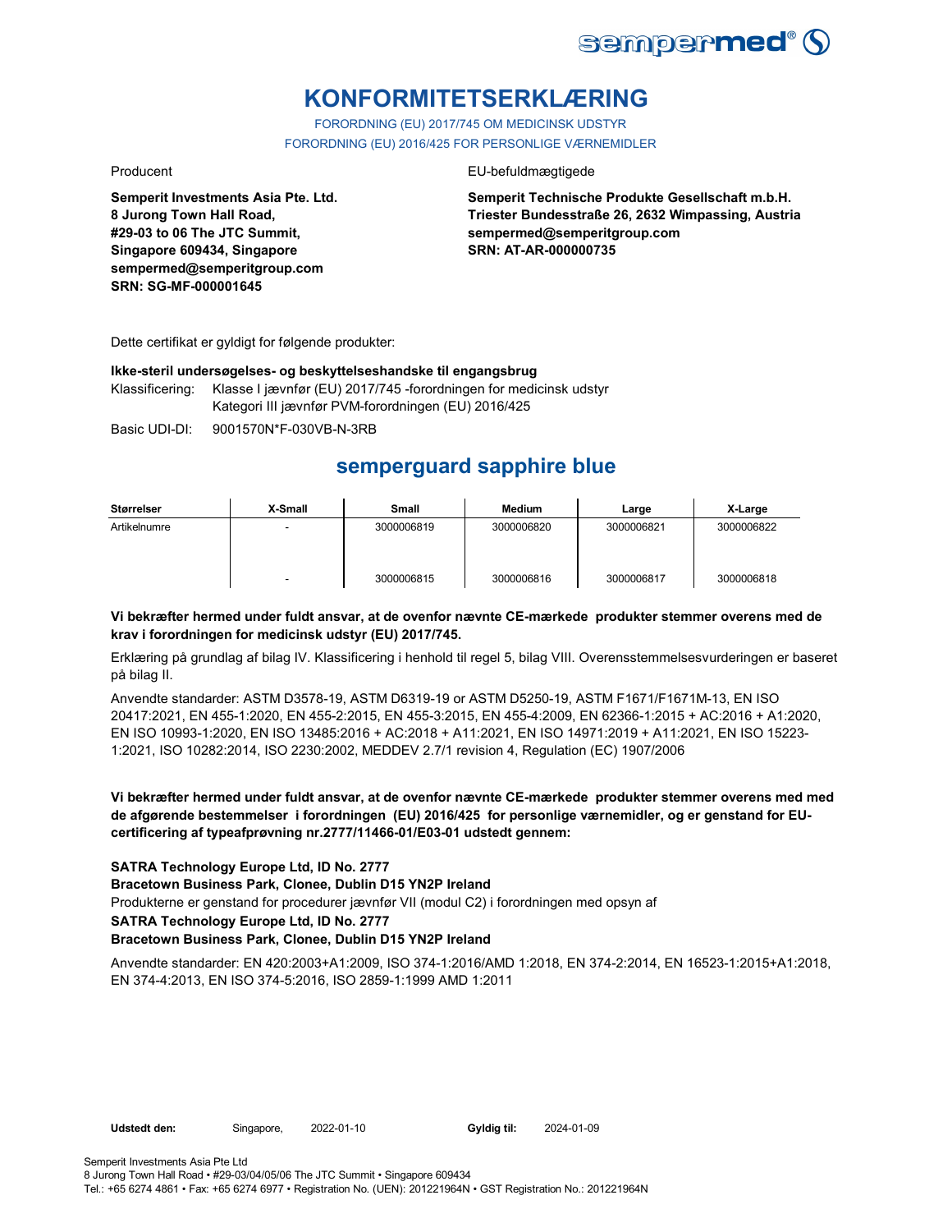# KONFORMITETSERKLÆRING

FORORDNING (EU) 2017/745 OM MEDICINSK UDSTYR

FORORDNING (EU) 2016/425 FOR PERSONLIGE VÆRNEMIDLER

Producent

**Semperit Investments Asia Pte. Ltd.**
**8 Jurong Town Hall Road,**
**#29-03 to 06 The JTC Summit,**
**Singapore 609434, Singapore**
**sempermed@semperitgroup.com**
**SRN: SG-MF-000001645**

EU-befuldmægtigede

**Semperit Technische Produkte Gesellschaft m.b.H.**
**Triester Bundesstraße 26, 2632 Wimpassing, Austria**
**sempermed@semperitgroup.com**
**SRN: AT-AR-000000735**

Dette certifikat er gyldigt for følgende produkter:

**Ikke-steril undersøgelses- og beskyttelseshandske til engangsbrug**

Klassificering: Klasse I jævnført (EU) 2017/745 -forordningen for medicinsk udstyr
Kategori III jævnført PVM-forordningen (EU) 2016/425

Basic UDI-DI: 9001570N*F-030VB-N-3RB

## semperguard sapphire blue

| Størrelser | X-Small | Small | Medium | Large | X-Large |
|---|---|---|---|---|---|
| Artikelnumre | - | 3000006819 | 3000006820 | 3000006821 | 3000006822 |
| | - | 3000006815 | 3000006816 | 3000006817 | 3000006818 |

**Vi bekræfter hermed under fuldt ansvar, at de ovenfor nævnte CE-mærkede produkter stemmer overens med de krav i forordningen for medicinsk udstyr (EU) 2017/745.**

Erklæring på grundlag af bilag IV. Klassificering i henhold til regel 5, bilag VIII. Overensstemmelsesvurderingen er baseret på bilag II.

Anvendte standarder: ASTM D3578-19, ASTM D6319-19 or ASTM D5250-19, ASTM F1671/F1671M-13, EN ISO 20417:2021, EN 455-1:2020, EN 455-2:2015, EN 455-3:2015, EN 455-4:2009, EN 62366-1:2015 + AC:2016 + A1:2020, EN ISO 10993-1:2020, EN ISO 13485:2016 + AC:2018 + A11:2021, EN ISO 14971:2019 + A11:2021, EN ISO 15223-1:2021, ISO 10282:2014, ISO 2230:2002, MEDDEV 2.7/1 revision 4, Regulation (EC) 1907/2006

**Vi bekræfter hermed under fuldt ansvar, at de ovenfor nævnte CE-mærkede produkter stemmer overens med med de afgørende bestemmelser i forordningen (EU) 2016/425 for personlige værnemidler, og er genstand for EU-certificering af typeafprøvning nr.2777/11466-01/E03-01 udstedt gennem:**

**SATRA Technology Europe Ltd, ID No. 2777**
**Bracetown Business Park, Clonee, Dublin D15 YN2P Ireland**
Produkterne er genstand for procedurer jævnfør VII (modul C2) i forordningen med opsyn af
**SATRA Technology Europe Ltd, ID No. 2777**
**Bracetown Business Park, Clonee, Dublin D15 YN2P Ireland**

Anvendte standarder: EN 420:2003+A1:2009, ISO 374-1:2016/AMD 1:2018, EN 374-2:2014, EN 16523-1:2015+A1:2018, EN 374-4:2013, EN ISO 374-5:2016, ISO 2859-1:1999 AMD 1:2011

**Udstedt den:** Singapore, 2022-01-10 **Gyldig til:** 2024-01-09

Semperit Investments Asia Pte Ltd
8 Jurong Town Hall Road • #29-03/04/05/06 The JTC Summit • Singapore 609434
Tel.: +65 6274 4861 • Fax: +65 6274 6977 • Registration No. (UEN): 201221964N • GST Registration No.: 201221964N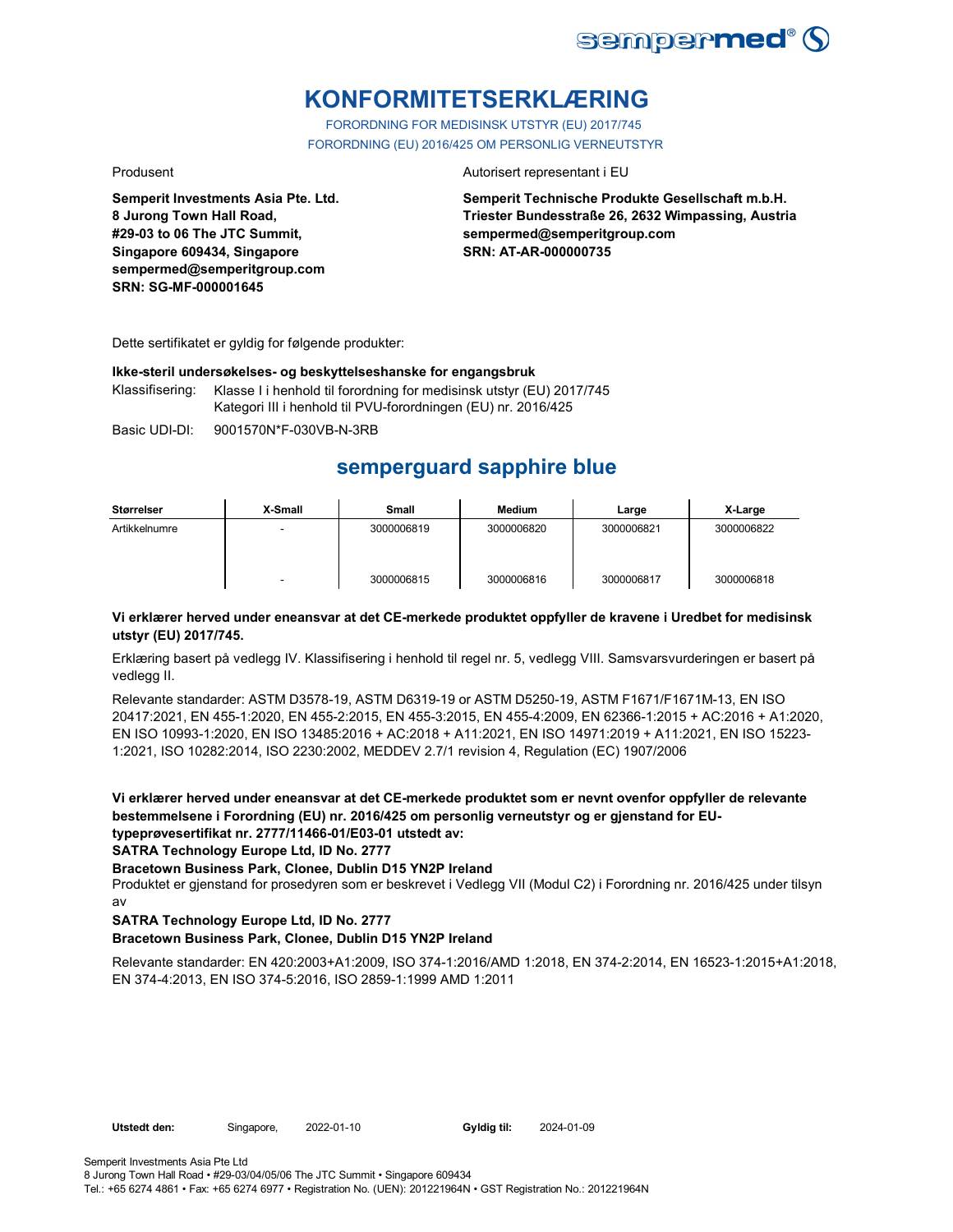# KONFORMITETSERKLÆRING

FORORDNING FOR MEDISINSK UTSTYR (EU) 2017/745

FORORDNING (EU) 2016/425 OM PERSONLIG VERNEUTSTYR

Produsent

**Semperit Investments Asia Pte. Ltd.**
**8 Jurong Town Hall Road,**
**#29-03 to 06 The JTC Summit,**
**Singapore 609434, Singapore**
**sempermed@semperitgroup.com**
**SRN: SG-MF-000001645**

Autorisert representant i EU

**Semperit Technische Produkte Gesellschaft m.b.H.**
**Triester Bundesstraße 26, 2632 Wimpassing, Austria**
**sempermed@semperitgroup.com**
**SRN: AT-AR-000000735**

Dette sertifikatet er gyldig for følgende produkter:

**Ikke-steril undersøkelses- og beskyttelseshanske for engangsbruk**

Klassifisering: Klasse I i henhold til forordning for medisinsk utstyr (EU) 2017/745
Kategori III i henhold til PVU-forordningen (EU) nr. 2016/425

Basic UDI-DI: 9001570N*F-030VB-N-3RB

## semperguard sapphire blue

| Størrelser | X-Small | Small | Medium | Large | X-Large |
|---|---|---|---|---|---|
| Artikkelnumre | - | 3000006819 | 3000006820 | 3000006821 | 3000006822 |
| | - | 3000006815 | 3000006816 | 3000006817 | 3000006818 |

**Vi erklærer herved under eneansvar at det CE-merkede produktet oppfyller de kravene i Uredbet for medisinsk utstyr (EU) 2017/745.**

Erklæring basert på vedlegg IV. Klassifisering i henhold til regel nr. 5, vedlegg VIII. Samsvarsvurderingen er basert på vedlegg II.

Relevante standarder: ASTM D3578-19, ASTM D6319-19 or ASTM D5250-19, ASTM F1671/F1671M-13, EN ISO 20417:2021, EN 455-1:2020, EN 455-2:2015, EN 455-3:2015, EN 455-4:2009, EN 62366-1:2015 + AC:2016 + A1:2020, EN ISO 10993-1:2020, EN ISO 13485:2016 + AC:2018 + A11:2021, EN ISO 14971:2019 + A11:2021, EN ISO 15223-1:2021, ISO 10282:2014, ISO 2230:2002, MEDDEV 2.7/1 revision 4, Regulation (EC) 1907/2006

**Vi erklærer herved under eneansvar at det CE-merkede produktet som er nevnt ovenfor oppfyller de relevante bestemmelsene i Forordning (EU) nr. 2016/425 om personlig verneutstyr og er gjenstand for EU-typeprøvesertifikat nr. 2777/11466-01/E03-01 utstedt av:**
**SATRA Technology Europe Ltd, ID No. 2777**
**Bracetown Business Park, Clonee, Dublin D15 YN2P Ireland**

Produktet er gjenstand for prosedyren som er beskrevet i Vedlegg VII (Modul C2) i Forordning nr. 2016/425 under tilsyn av

**SATRA Technology Europe Ltd, ID No. 2777**
**Bracetown Business Park, Clonee, Dublin D15 YN2P Ireland**

Relevante standarder: EN 420:2003+A1:2009, ISO 374-1:2016/AMD 1:2018, EN 374-2:2014, EN 16523-1:2015+A1:2018, EN 374-4:2013, EN ISO 374-5:2016, ISO 2859-1:1999 AMD 1:2011

**Utstedt den:** Singapore, 2022-01-10 **Gyldig til:** 2024-01-09

Semperit Investments Asia Pte Ltd
8 Jurong Town Hall Road • #29-03/04/05/06 The JTC Summit • Singapore 609434
Tel.: +65 6274 4861 • Fax: +65 6274 6977 • Registration No. (UEN): 201221964N • GST Registration No.: 201221964N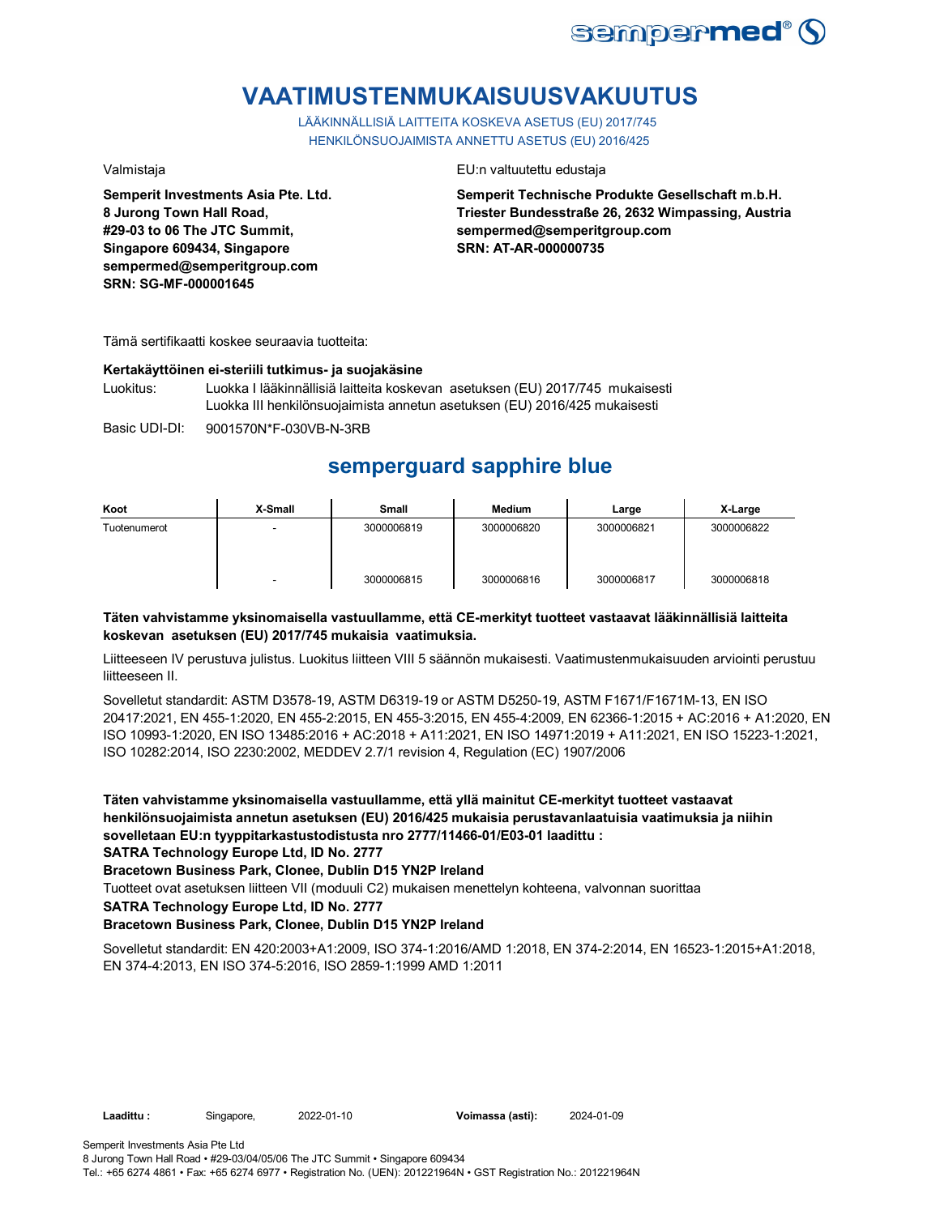# VAATIMUSTENMUKAISUUSVAKUUTUS

LÄÄKINNÄLLISIÄ LAITTEITA KOSKEVA ASETUS (EU) 2017/745
HENKILÖNSUOJAIMISTA ANNETTU ASETUS (EU) 2016/425

Valmistaja

**Semperit Investments Asia Pte. Ltd.**
**8 Jurong Town Hall Road,**
**#29-03 to 06 The JTC Summit,**
**Singapore 609434, Singapore**
**sempermed@semperitgroup.com**
**SRN: SG-MF-000001645**

EU:n valtuutettu edustaja

**Semperit Technische Produkte Gesellschaft m.b.H.**
**Triester Bundesstraße 26, 2632 Wimpassing, Austria**
**sempermed@semperitgroup.com**
**SRN: AT-AR-000000735**

Tämä sertifikaatti koskee seuraavia tuotteita:

**Kertakäyttöinen ei-steriili tutkimus- ja suojakäsine**

Luokitus: Luokka I lääkinnällisiä laitteita koskevan asetuksen (EU) 2017/745 mukaisesti
Luokka III henkilönsuojaimista annetun asetuksen (EU) 2016/425 mukaisesti

Basic UDI-DI: 9001570N*F-030VB-N-3RB

## semperguard sapphire blue

| Koot | X-Small | Small | Medium | Large | X-Large |
|---|---|---|---|---|---|
| Tuotenumerot | - | 3000006819 | 3000006820 | 3000006821 | 3000006822 |
| | - | 3000006815 | 3000006816 | 3000006817 | 3000006818 |

**Täten vahvistamme yksinomaisella vastuullamme, että CE-merkityt tuotteet vastaavat lääkinnällisiä laitteita koskevan asetuksen (EU) 2017/745 mukaisia vaatimuksia.**

Liitteeseen IV perustuva julistus. Luokitus liitteen VIII 5 säännön mukaisesti. Vaatimustenmukaisuuden arviointi perustuu liitteeseen II.

Sovelletut standardit: ASTM D3578-19, ASTM D6319-19 or ASTM D5250-19, ASTM F1671/F1671M-13, EN ISO 20417:2021, EN 455-1:2020, EN 455-2:2015, EN 455-3:2015, EN 455-4:2009, EN 62366-1:2015 + AC:2016 + A1:2020, EN ISO 10993-1:2020, EN ISO 13485:2016 + AC:2018 + A11:2021, EN ISO 14971:2019 + A11:2021, EN ISO 15223-1:2021, ISO 10282:2014, ISO 2230:2002, MEDDEV 2.7/1 revision 4, Regulation (EC) 1907/2006

**Täten vahvistamme yksinomaisella vastuullamme, että yllä mainitut CE-merkityt tuotteet vastaavat henkilönsuojaimista annetun asetuksen (EU) 2016/425 mukaisia perustavanlaatuisia vaatimuksia ja niihin sovelletaan EU:n tyyppitarkastustodistusta nro 2777/11466-01/E03-01 laadittu :**
**SATRA Technology Europe Ltd, ID No. 2777**
**Bracetown Business Park, Clonee, Dublin D15 YN2P Ireland**

Tuotteet ovat asetuksen liitteen VII (moduuli C2) mukaisen menettelyn kohteena, valvonnan suorittaa
**SATRA Technology Europe Ltd, ID No. 2777**
**Bracetown Business Park, Clonee, Dublin D15 YN2P Ireland**

Sovelletut standardit: EN 420:2003+A1:2009, ISO 374-1:2016/AMD 1:2018, EN 374-2:2014, EN 16523-1:2015+A1:2018, EN 374-4:2013, EN ISO 374-5:2016, ISO 2859-1:1999 AMD 1:2011

**Laadittu :** Singapore, 2022-01-10 **Voimassa (asti):** 2024-01-09

Semperit Investments Asia Pte Ltd
8 Jurong Town Hall Road • #29-03/04/05/06 The JTC Summit • Singapore 609434
Tel.: +65 6274 4861 • Fax: +65 6274 6977 • Registration No. (UEN): 201221964N • GST Registration No.: 201221964N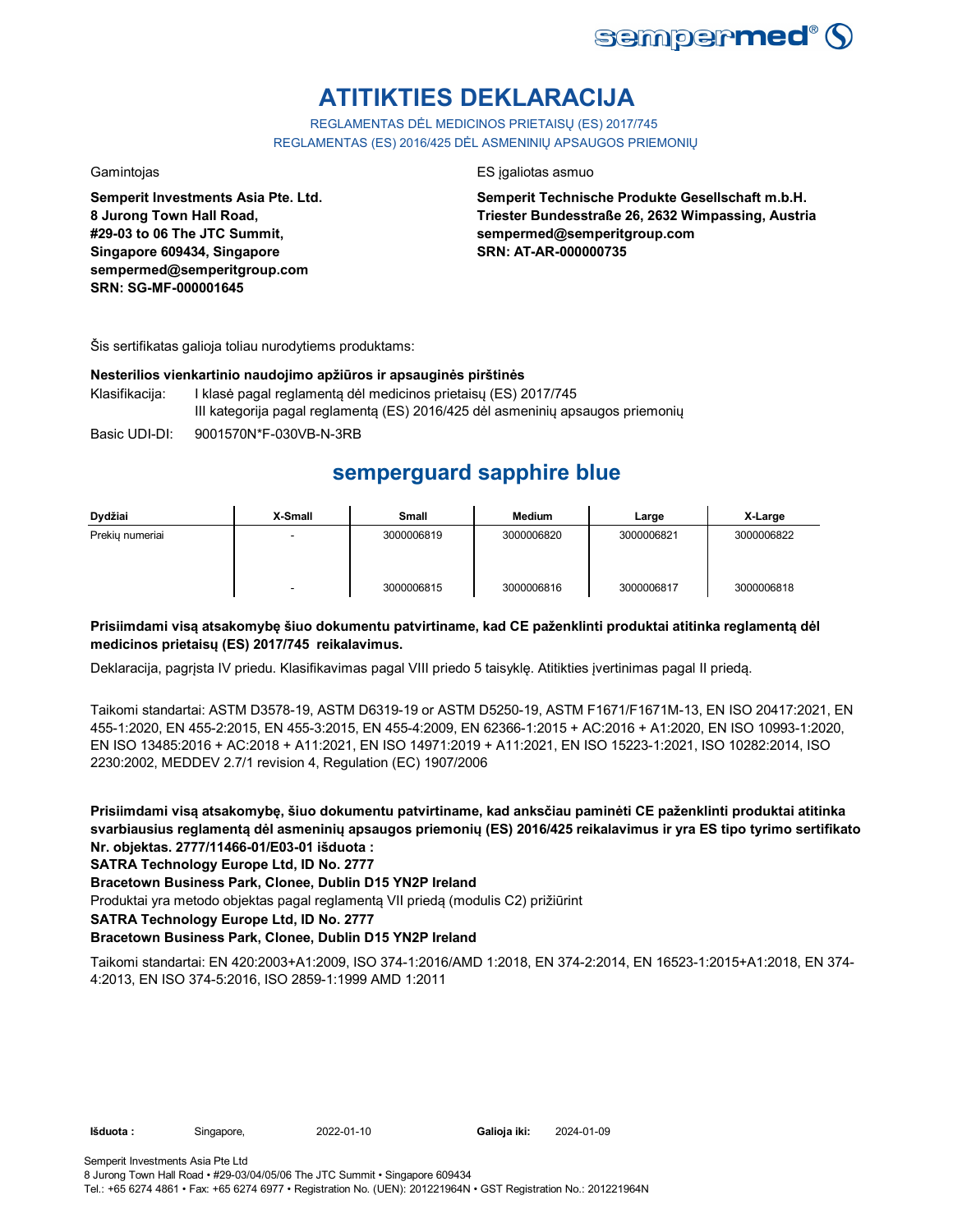# ATITIKTIES DEKLARACIJA

REGLAMENTAS DĖL MEDICINOS PRIETAISŲ (ES) 2017/745
REGLAMENTAS (ES) 2016/425 DĖL ASMENINIŲ APSAUGOS PRIEMONIŲ

Gamintojas

**Semperit Investments Asia Pte. Ltd.**
**8 Jurong Town Hall Road,**
**#29-03 to 06 The JTC Summit,**
**Singapore 609434, Singapore**
**sempermed@semperitgroup.com**
**SRN: SG-MF-000001645**

ES įgaliotas asmuo

**Semperit Technische Produkte Gesellschaft m.b.H.**
**Triester Bundesstraße 26, 2632 Wimpassing, Austria**
**sempermed@semperitgroup.com**
**SRN: AT-AR-000000735**

Šis sertifikatas galioja toliau nurodytiems produktams:

**Nesterilios vienkartinio naudojimo apžiūros ir apsauginės pirštinės**

Klasifikacija: I klasė pagal reglamentą dėl medicinos prietaisų (ES) 2017/745
III kategorija pagal reglamentą (ES) 2016/425 dėl asmeninių apsaugos priemonių

Basic UDI-DI: 9001570N*F-030VB-N-3RB

## semperguard sapphire blue

| Dydžiai | X-Small | Small | Medium | Large | X-Large |
|---|---|---|---|---|---|
| Prekių numeriai | - | 3000006819 | 3000006820 | 3000006821 | 3000006822 |
| | - | 3000006815 | 3000006816 | 3000006817 | 3000006818 |

**Prisiimdami visą atsakomybę šiuo dokumentu patvirtiname, kad CE paženklinti produktai atitinka reglamentą dėl medicinos prietaisų (ES) 2017/745 reikalavimus.**

Deklaracija, pagrįsta IV priedu. Klasifikavimas pagal VIII priedo 5 taisyklę. Atitikties įvertinimas pagal II priedą.

Taikomi standartai: ASTM D3578-19, ASTM D6319-19 or ASTM D5250-19, ASTM F1671/F1671M-13, EN ISO 20417:2021, EN 455-1:2020, EN 455-2:2015, EN 455-3:2015, EN 455-4:2009, EN 62366-1:2015 + AC:2016 + A1:2020, EN ISO 10993-1:2020, EN ISO 13485:2016 + AC:2018 + A11:2021, EN ISO 14971:2019 + A11:2021, EN ISO 15223-1:2021, ISO 10282:2014, ISO 2230:2002, MEDDEV 2.7/1 revision 4, Regulation (EC) 1907/2006

**Prisiimdami visą atsakomybę, šiuo dokumentu patvirtiname, kad anksčiau paminėti CE paženklinti produktai atitinka svarbiausius reglamentą dėl asmeninių apsaugos priemonių (ES) 2016/425 reikalavimus ir yra ES tipo tyrimo sertifikato Nr. objektas. 2777/11466-01/E03-01 išduota :**

**SATRA Technology Europe Ltd, ID No. 2777**

**Bracetown Business Park, Clonee, Dublin D15 YN2P Ireland**

Produktai yra metodo objektas pagal reglamentą VII priedą (modulis C2) prižiūrint

**SATRA Technology Europe Ltd, ID No. 2777**

**Bracetown Business Park, Clonee, Dublin D15 YN2P Ireland**

Taikomi standartai: EN 420:2003+A1:2009, ISO 374-1:2016/AMD 1:2018, EN 374-2:2014, EN 16523-1:2015+A1:2018, EN 374-4:2013, EN ISO 374-5:2016, ISO 2859-1:1999 AMD 1:2011

**Išduota :** Singapore, 2022-01-10 **Galioja iki:** 2024-01-09

Semperit Investments Asia Pte Ltd
8 Jurong Town Hall Road • #29-03/04/05/06 The JTC Summit • Singapore 609434
Tel.: +65 6274 4861 • Fax: +65 6274 6977 • Registration No. (UEN): 201221964N • GST Registration No.: 201221964N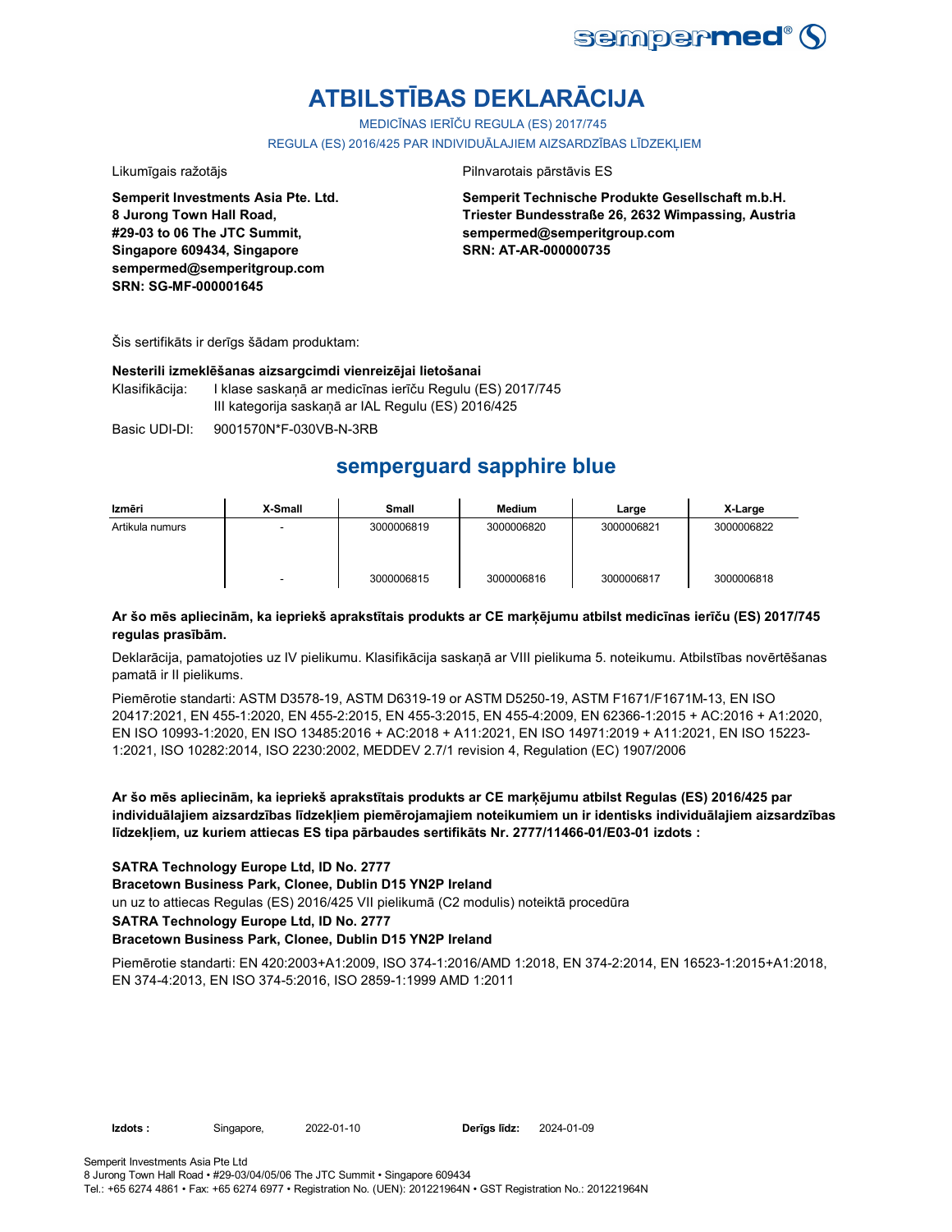# ATBILSTĪBAS DEKLARĀCIJA

MEDICĪNAS IERĪČU REGULA (ES) 2017/745

REGULA (ES) 2016/425 PAR INDIVIDUĀLAJIEM AIZSARDZĪBAS LĪDZEKĻIEM

Likumīgais ražotājs

**Semperit Investments Asia Pte. Ltd.**
**8 Jurong Town Hall Road,**
**#29-03 to 06 The JTC Summit,**
**Singapore 609434, Singapore**
**sempermed@semperitgroup.com**
**SRN: SG-MF-000001645**

Pilnvarotais pārstāvis ES

**Semperit Technische Produkte Gesellschaft m.b.H.**
**Triester Bundesstraße 26, 2632 Wimpassing, Austria**
**sempermed@semperitgroup.com**
**SRN: AT-AR-000000735**

Šis sertifikāts ir derīgs šādam produktam:

**Nesterili izmeklēšanas aizsargcimdi vienreizējai lietošanai**

Klasifikācija: I klase saskaņā ar medicīnas ierīču Regulu (ES) 2017/745
III kategorija saskaņā ar IAL Regulu (ES) 2016/425

Basic UDI-DI: 9001570N*F-030VB-N-3RB

## semperguard sapphire blue

| Izmēri | X-Small | Small | Medium | Large | X-Large |
|---|---|---|---|---|---|
| Artikula numurs | - | 3000006819 | 3000006820 | 3000006821 | 3000006822 |
| | - | 3000006815 | 3000006816 | 3000006817 | 3000006818 |

**Ar šo mēs apliecinām, ka iepriekš aprakstītais produkts ar CE marķējumu atbilst medicīnas ierīču (ES) 2017/745 regulas prasībām.**

Deklarācija, pamatojoties uz IV pielikumu. Klasifikācija saskaņā ar VIII pielikuma 5. noteikumu. Atbilstības novērtēšanas pamatā ir II pielikums.

Piemērotie standarti: ASTM D3578-19, ASTM D6319-19 or ASTM D5250-19, ASTM F1671/F1671M-13, EN ISO 20417:2021, EN 455-1:2020, EN 455-2:2015, EN 455-3:2015, EN 455-4:2009, EN 62366-1:2015 + AC:2016 + A1:2020, EN ISO 10993-1:2020, EN ISO 13485:2016 + AC:2018 + A11:2021, EN ISO 14971:2019 + A11:2021, EN ISO 15223-1:2021, ISO 10282:2014, ISO 2230:2002, MEDDEV 2.7/1 revision 4, Regulation (EC) 1907/2006

**Ar šo mēs apliecinām, ka iepriekš aprakstītais produkts ar CE marķējumu atbilst Regulas (ES) 2016/425 par individuālajiem aizsardzības līdzekļiem piemērojamajiem noteikumiem un ir identisks individuālajiem aizsardzības līdzekļiem, uz kuriem attiecas ES tipa pārbaudes sertifikāts Nr. 2777/11466-01/E03-01 izdots :**

**SATRA Technology Europe Ltd, ID No. 2777**
**Bracetown Business Park, Clonee, Dublin D15 YN2P Ireland**
un uz to attiecas Regulas (ES) 2016/425 VII pielikumā (C2 modulis) noteiktā procedūra
**SATRA Technology Europe Ltd, ID No. 2777**
**Bracetown Business Park, Clonee, Dublin D15 YN2P Ireland**

Piemērotie standarti: EN 420:2003+A1:2009, ISO 374-1:2016/AMD 1:2018, EN 374-2:2014, EN 16523-1:2015+A1:2018, EN 374-4:2013, EN ISO 374-5:2016, ISO 2859-1:1999 AMD 1:2011

**Izdots :** Singapore, 2022-01-10 **Derīgs līdz:** 2024-01-09

Semperit Investments Asia Pte Ltd
8 Jurong Town Hall Road • #29-03/04/05/06 The JTC Summit • Singapore 609434
Tel.: +65 6274 4861 • Fax: +65 6274 6977 • Registration No. (UEN): 201221964N • GST Registration No.: 201221964N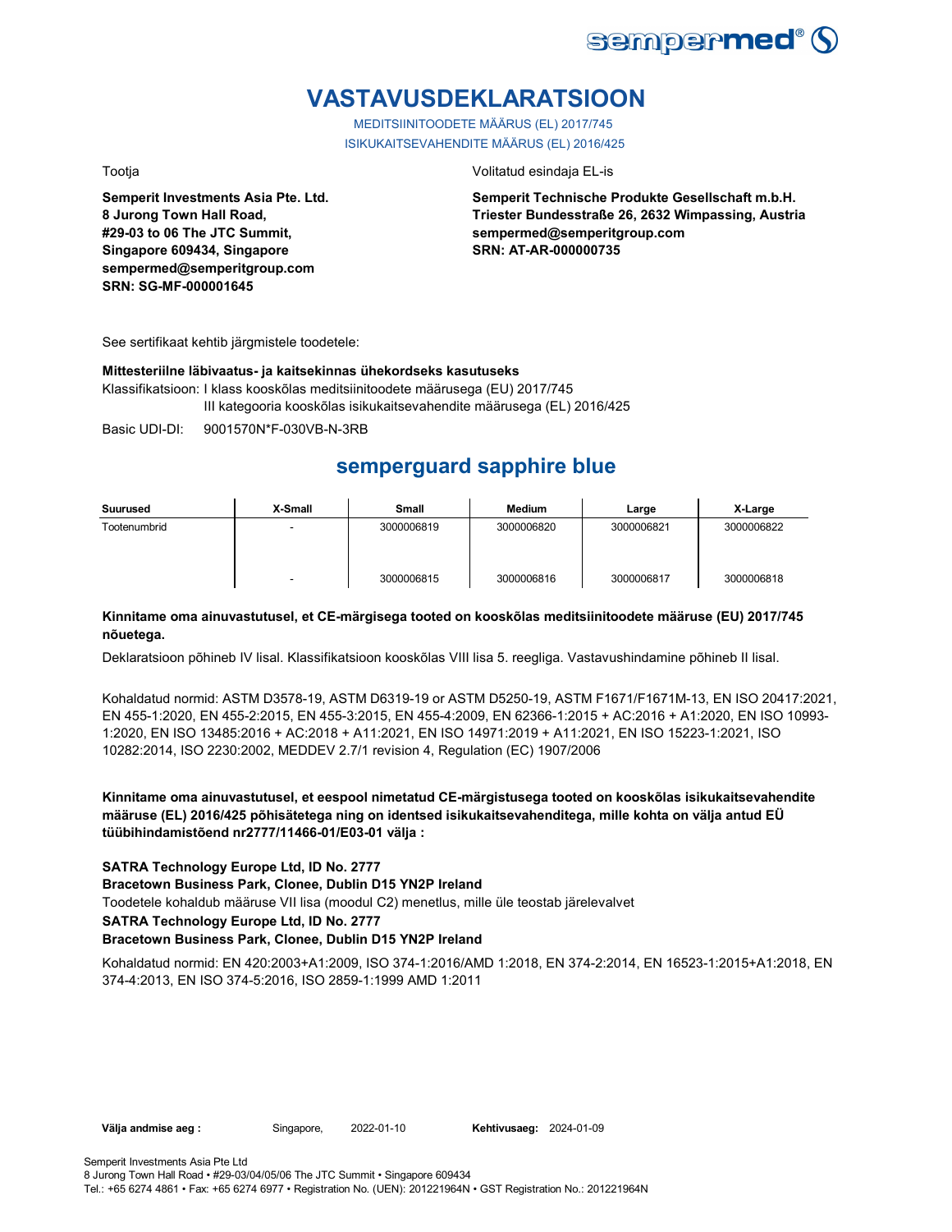# VASTAVUSDEKLARATSIOON

MEDITSIINITOODETE MÄÄRUS (EL) 2017/745
ISIKUKAITSEVAHENDITE MÄÄRUS (EL) 2016/425

Tootja

**Semperit Investments Asia Pte. Ltd.**
**8 Jurong Town Hall Road,**
**#29-03 to 06 The JTC Summit,**
**Singapore 609434, Singapore**
**sempermed@semperitgroup.com**
**SRN: SG-MF-000001645**

Volitatud esindaja EL-is

**Semperit Technische Produkte Gesellschaft m.b.H.**
**Triester Bundesstraße 26, 2632 Wimpassing, Austria**
**sempermed@semperitgroup.com**
**SRN: AT-AR-000000735**

See sertifikaat kehtib järgmistele toodetele:

**Mittesteriilne läbivaatus- ja kaitsekinnas ühekordseks kasutuseks**
Klassifikatsioon: I klass kooskõlas meditsiinitoodete määrusega (EU) 2017/745
III kategooria kooskõlas isikukaitsevahendite määrusega (EL) 2016/425

Basic UDI-DI: 9001570N*F-030VB-N-3RB

## semperguard sapphire blue

| Suurused | X-Small | Small | Medium | Large | X-Large |
|---|---|---|---|---|---|
| Tootenumbrid | - | 3000006819 | 3000006820 | 3000006821 | 3000006822 |
| | - | 3000006815 | 3000006816 | 3000006817 | 3000006818 |

**Kinnitame oma ainuvastutusel, et CE-märgisega tooted on kooskõlas meditsiinitoodete määruse (EU) 2017/745 nõuetega.**

Deklaratsioon põhineb IV lisal. Klassifikatsioon kooskõlas VIII lisa 5. reegliga. Vastavushindamine põhineb II lisal.

Kohaldatud normid: ASTM D3578-19, ASTM D6319-19 or ASTM D5250-19, ASTM F1671/F1671M-13, EN ISO 20417:2021, EN 455-1:2020, EN 455-2:2015, EN 455-3:2015, EN 455-4:2009, EN 62366-1:2015 + AC:2016 + A1:2020, EN ISO 10993-1:2020, EN ISO 13485:2016 + AC:2018 + A11:2021, EN ISO 14971:2019 + A11:2021, EN ISO 15223-1:2021, ISO 10282:2014, ISO 2230:2002, MEDDEV 2.7/1 revision 4, Regulation (EC) 1907/2006

**Kinnitame oma ainuvastutusel, et eespool nimetatud CE-märgistusega tooted on kooskõlas isikukaitsevahendite määruse (EL) 2016/425 põhisätetega ning on identsed isikukaitsevahenditega, mille kohta on välja antud EÜ tüübihindamistõend nr2777/11466-01/E03-01 välja :**

**SATRA Technology Europe Ltd, ID No. 2777**
**Bracetown Business Park, Clonee, Dublin D15 YN2P Ireland**
Toodetele kohaldub määruse VII lisa (moodul C2) menetlus, mille üle teostab järelevalvet
**SATRA Technology Europe Ltd, ID No. 2777**
**Bracetown Business Park, Clonee, Dublin D15 YN2P Ireland**

Kohaldatud normid: EN 420:2003+A1:2009, ISO 374-1:2016/AMD 1:2018, EN 374-2:2014, EN 16523-1:2015+A1:2018, EN 374-4:2013, EN ISO 374-5:2016, ISO 2859-1:1999 AMD 1:2011

**Välja andmise aeg :** Singapore, 2022-01-10 **Kehtivusaeg:** 2024-01-09

Semperit Investments Asia Pte Ltd
8 Jurong Town Hall Road • #29-03/04/05/06 The JTC Summit • Singapore 609434
Tel.: +65 6274 4861 • Fax: +65 6274 6977 • Registration No. (UEN): 201221964N • GST Registration No.: 201221964N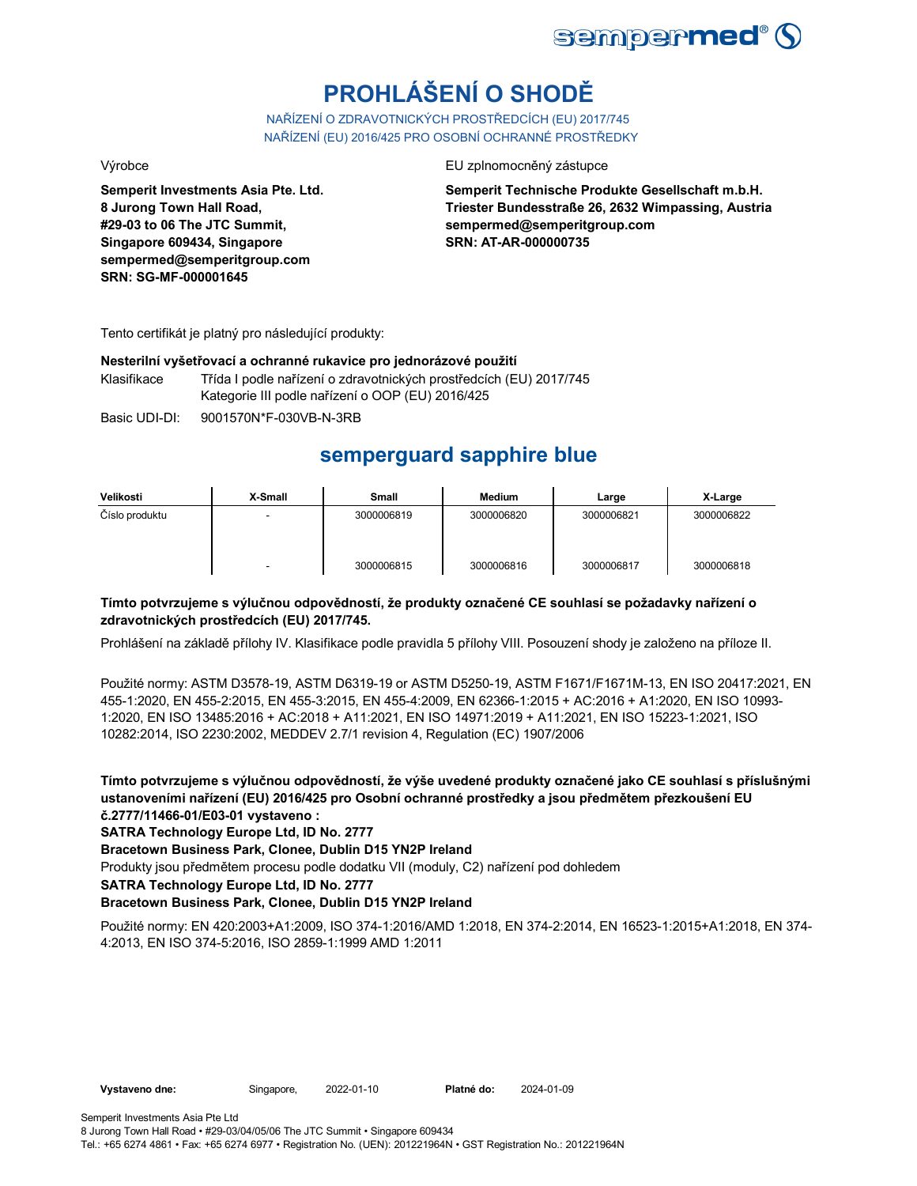# PROHLÁŠENÍ O SHODĚ

NAŘÍZENÍ O ZDRAVOTNICKÝCH PROSTŘEDCÍCH (EU) 2017/745
NAŘÍZENÍ (EU) 2016/425 PRO OSOBNÍ OCHRANNÉ PROSTŘEDKY

Výrobce

**Semperit Investments Asia Pte. Ltd.**
**8 Jurong Town Hall Road,**
**#29-03 to 06 The JTC Summit,**
**Singapore 609434, Singapore**
**sempermed@semperitgroup.com**
**SRN: SG-MF-000001645**

EU zplnomocněný zástupce

**Semperit Technische Produkte Gesellschaft m.b.H.**
**Triester Bundesstraße 26, 2632 Wimpassing, Austria**
**sempermed@semperitgroup.com**
**SRN: AT-AR-000000735**

Tento certifikát je platný pro následující produkty:

**Nesterilní vyšetřovací a ochranné rukavice pro jednorázové použití**

Klasifikace: Třída I podle nařízení o zdravotnických prostředcích (EU) 2017/745
Kategorie III podle nařízení o OOP (EU) 2016/425

Basic UDI-DI: 9001570N*F-030VB-N-3RB

## semperguard sapphire blue

| Velikosti | X-Small | Small | Medium | Large | X-Large |
|---|---|---|---|---|---|
| Číslo produktu | - | 3000006819 | 3000006820 | 3000006821 | 3000006822 |
| | - | 3000006815 | 3000006816 | 3000006817 | 3000006818 |

**Tímto potvrzujeme s výlučnou odpovědností, že produkty označené CE souhlasí se požadavky nařízení o zdravotnických prostředcích (EU) 2017/745.**

Prohlášení na základě přílohy IV. Klasifikace podle pravidla 5 přílohy VIII. Posouzení shody je založeno na příloze II.

Použité normy: ASTM D3578-19, ASTM D6319-19 or ASTM D5250-19, ASTM F1671/F1671M-13, EN ISO 20417:2021, EN 455-1:2020, EN 455-2:2015, EN 455-3:2015, EN 455-4:2009, EN 62366-1:2015 + AC:2016 + A1:2020, EN ISO 10993-1:2020, EN ISO 13485:2016 + AC:2018 + A11:2021, EN ISO 14971:2019 + A11:2021, EN ISO 15223-1:2021, ISO 10282:2014, ISO 2230:2002, MEDDEV 2.7/1 revision 4, Regulation (EC) 1907/2006

**Tímto potvrzujeme s výlučnou odpovědností, že výše uvedené produkty označené jako CE souhlasí s příslušnými ustanoveními nařízení (EU) 2016/425 pro Osobní ochranné prostředky a jsou předmětem přezkoušení EU č.2777/11466-01/E03-01 vystaveno :**
**SATRA Technology Europe Ltd, ID No. 2777**
**Bracetown Business Park, Clonee, Dublin D15 YN2P Ireland**
Produkty jsou předmětem procesu podle dodatku VII (moduly, C2) nařízení pod dohledem
**SATRA Technology Europe Ltd, ID No. 2777**
**Bracetown Business Park, Clonee, Dublin D15 YN2P Ireland**

Použité normy: EN 420:2003+A1:2009, ISO 374-1:2016/AMD 1:2018, EN 374-2:2014, EN 16523-1:2015+A1:2018, EN 374-4:2013, EN ISO 374-5:2016, ISO 2859-1:1999 AMD 1:2011

**Vystaveno dne:** Singapore, 2022-01-10 **Platné do:** 2024-01-09

Semperit Investments Asia Pte Ltd
8 Jurong Town Hall Road • #29-03/04/05/06 The JTC Summit • Singapore 609434
Tel.: +65 6274 4861 • Fax: +65 6274 6977 • Registration No. (UEN): 201221964N • GST Registration No.: 201221964N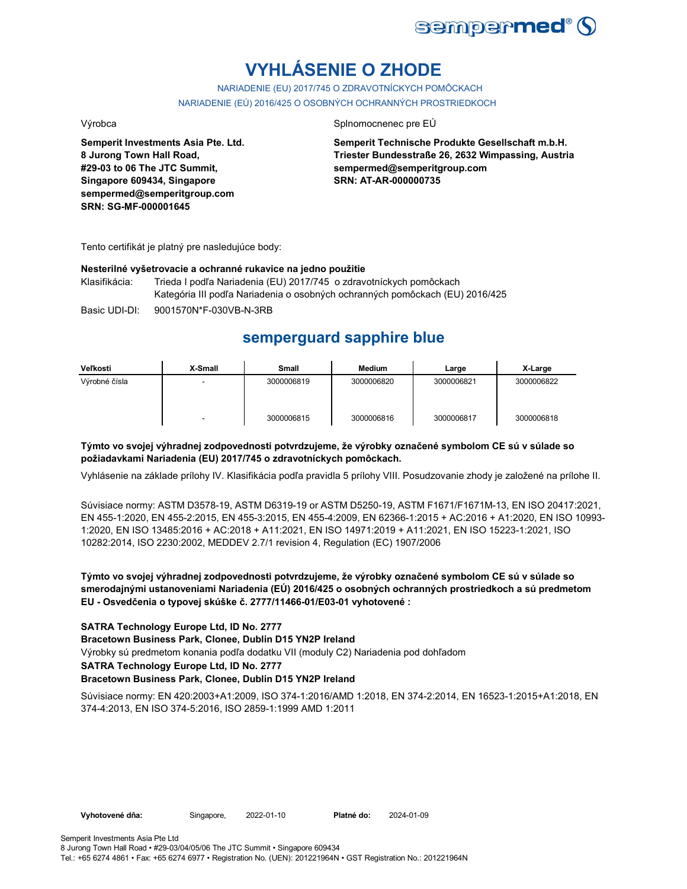# VYHLÁSENIE O ZHODE

NARIADENIE (EU) 2017/745 O ZDRAVOTNÍCKYCH POMÔCKACH

NARIADENIE (EÚ) 2016/425 O OSOBNÝCH OCHRANNÝCH PROSTRIEDKOCH

Výrobca

**Semperit Investments Asia Pte. Ltd.**
**8 Jurong Town Hall Road,**
**#29-03 to 06 The JTC Summit,**
**Singapore 609434, Singapore**
**sempermed@semperitgroup.com**
**SRN: SG-MF-000001645**

Splnomocnenec pre EÚ

**Semperit Technische Produkte Gesellschaft m.b.H.**
**Triester Bundesstraße 26, 2632 Wimpassing, Austria**
**sempermed@semperitgroup.com**
**SRN: AT-AR-000000735**

Tento certifikát je platný pre nasledujúce body:

**Nesterilné vyšetrovacie a ochranné rukavice na jedno použitie**

Klasifikácia: Trieda I podľa Nariadenia (EU) 2017/745 o zdravotníckych pomôckach
Kategória III podľa Nariadenia o osobných ochranných pomôckach (EU) 2016/425

Basic UDI-DI: 9001570N*F-030VB-N-3RB

## semperguard sapphire blue

| Veľkosti | X-Small | Small | Medium | Large | X-Large |
|---|---|---|---|---|---|
| Výrobné čísla | - | 3000006819 | 3000006820 | 3000006821 | 3000006822 |
| | - | 3000006815 | 3000006816 | 3000006817 | 3000006818 |

**Týmto vo svojej výhradnej zodpovednosti potvrdzujeme, že výrobky označené symbolom CE sú v súlade so požiadavkami Nariadenia (EU) 2017/745 o zdravotníckych pomôckach.**

Vyhlásenie na základe prílohy IV. Klasifikácia podľa pravidla 5 prílohy VIII. Posudzovanie zhody je založené na prílohe II.

Súvisiace normy: ASTM D3578-19, ASTM D6319-19 or ASTM D5250-19, ASTM F1671/F1671M-13, EN ISO 20417:2021, EN 455-1:2020, EN 455-2:2015, EN 455-3:2015, EN 455-4:2009, EN 62366-1:2015 + AC:2016 + A1:2020, EN ISO 10993-1:2020, EN ISO 13485:2016 + AC:2018 + A11:2021, EN ISO 14971:2019 + A11:2021, EN ISO 15223-1:2021, ISO 10282:2014, ISO 2230:2002, MEDDEV 2.7/1 revision 4, Regulation (EC) 1907/2006

**Týmto vo svojej výhradnej zodpovednosti potvrdzujeme, že výrobky označené symbolom CE sú v súlade so smerodajnými ustanoveniami Nariadenia (EÚ) 2016/425 o osobných ochranných prostriedkoch a sú predmetom EU - Osvedčenia o typovej skúške č. 2777/11466-01/E03-01 vyhotovené :**

**SATRA Technology Europe Ltd, ID No. 2777**
**Bracetown Business Park, Clonee, Dublin D15 YN2P Ireland**
Výrobky sú predmetom konania podľa dodatku VII (moduly C2) Nariadenia pod dohľadom
**SATRA Technology Europe Ltd, ID No. 2777**
**Bracetown Business Park, Clonee, Dublin D15 YN2P Ireland**

Súvisiace normy: EN 420:2003+A1:2009, ISO 374-1:2016/AMD 1:2018, EN 374-2:2014, EN 16523-1:2015+A1:2018, EN 374-4:2013, EN ISO 374-5:2016, ISO 2859-1:1999 AMD 1:2011

**Vyhotovené dňa:** Singapore, 2022-01-10 **Platné do:** 2024-01-09

Semperit Investments Asia Pte Ltd
8 Jurong Town Hall Road • #29-03/04/05/06 The JTC Summit • Singapore 609434
Tel.: +65 6274 4861 • Fax: +65 6274 6977 • Registration No. (UEN): 201221964N • GST Registration No.: 201221964N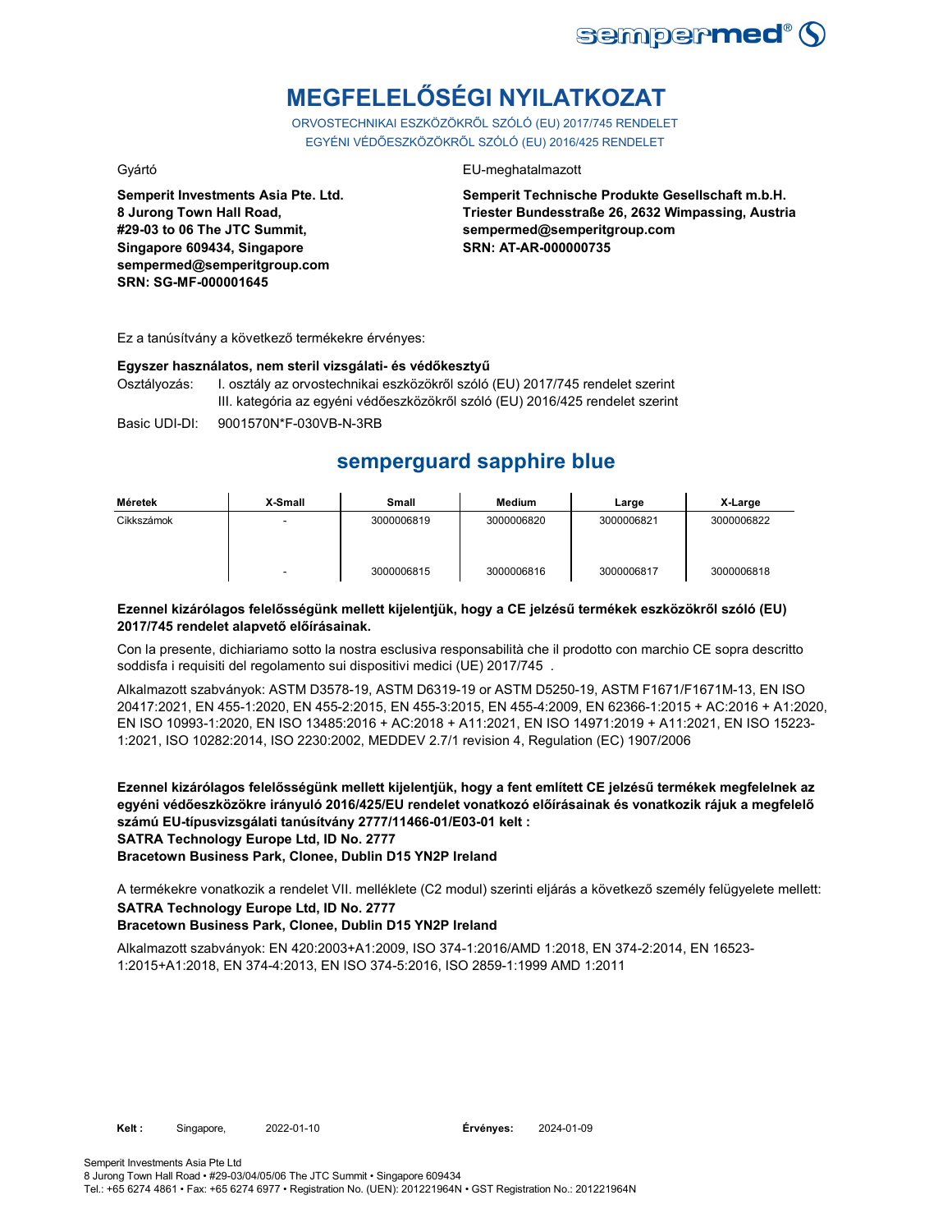# MEGFELELŐSÉGI NYILATKOZAT

ORVOSTECHNIKAI ESZKÖZÖKRŐL SZÓLÓ (EU) 2017/745 RENDELET

EGYÉNI VÉDŐESZKÖZÖKRŐL SZÓLÓ (EU) 2016/425 RENDELET

Gyártó

**Semperit Investments Asia Pte. Ltd.**
**8 Jurong Town Hall Road,**
**#29-03 to 06 The JTC Summit,**
**Singapore 609434, Singapore**
**sempermed@semperitgroup.com**
**SRN: SG-MF-000001645**

EU-meghatalmazott

**Semperit Technische Produkte Gesellschaft m.b.H.**
**Triester Bundesstraße 26, 2632 Wimpassing, Austria**
**sempermed@semperitgroup.com**
**SRN: AT-AR-000000735**

Ez a tanúsítvány a következő termékekre érvényes:

**Egyszer használatos, nem steril vizsgálati- és védőkesztyű**

Osztályozás: I. osztály az orvostechnikai eszközökről szóló (EU) 2017/745 rendelet szerint
III. kategória az egyéni védőeszközökről szóló (EU) 2016/425 rendelet szerint

Basic UDI-DI: 9001570N*F-030VB-N-3RB

## semperguard sapphire blue

| Méretek | X-Small | Small | Medium | Large | X-Large |
|---|---|---|---|---|---|
| Cikkszámok | - | 3000006819 | 3000006820 | 3000006821 | 3000006822 |
| | - | 3000006815 | 3000006816 | 3000006817 | 3000006818 |

**Ezennel kizárólagos felelősségünk mellett kijelentjük, hogy a CE jelzésű termékek eszközökről szóló (EU) 2017/745 rendelet alapvető előírásainak.**

Con la presente, dichiariamo sotto la nostra esclusiva responsabilità che il prodotto con marchio CE sopra descritto soddisfa i requisiti del regolamento sui dispositivi medici (UE) 2017/745 .

Alkalmazott szabványok: ASTM D3578-19, ASTM D6319-19 or ASTM D5250-19, ASTM F1671/F1671M-13, EN ISO 20417:2021, EN 455-1:2020, EN 455-2:2015, EN 455-3:2015, EN 455-4:2009, EN 62366-1:2015 + AC:2016 + A1:2020, EN ISO 10993-1:2020, EN ISO 13485:2016 + AC:2018 + A11:2021, EN ISO 14971:2019 + A11:2021, EN ISO 15223-1:2021, ISO 10282:2014, ISO 2230:2002, MEDDEV 2.7/1 revision 4, Regulation (EC) 1907/2006

**Ezennel kizárólagos felelősségünk mellett kijelentjük, hogy a fent említett CE jelzésű termékek megfelelnek az egyéni védőeszközökre irányuló 2016/425/EU rendelet vonatkozó előírásainak és vonatkozik rájuk a megfelelő számú EU-típusvizsgálati tanúsítvány 2777/11466-01/E03-01 kelt :**
**SATRA Technology Europe Ltd, ID No. 2777**
**Bracetown Business Park, Clonee, Dublin D15 YN2P Ireland**

A termékekre vonatkozik a rendelet VII. melléklete (C2 modul) szerinti eljárás a következő személy felügyelete mellett:
**SATRA Technology Europe Ltd, ID No. 2777**
**Bracetown Business Park, Clonee, Dublin D15 YN2P Ireland**

Alkalmazott szabványok: EN 420:2003+A1:2009, ISO 374-1:2016/AMD 1:2018, EN 374-2:2014, EN 16523-1:2015+A1:2018, EN 374-4:2013, EN ISO 374-5:2016, ISO 2859-1:1999 AMD 1:2011

**Kelt :** Singapore, 2022-01-10 **Érvényes:** 2024-01-09

Semperit Investments Asia Pte Ltd
8 Jurong Town Hall Road • #29-03/04/05/06 The JTC Summit • Singapore 609434
Tel.: +65 6274 4861 • Fax: +65 6274 6977 • Registration No. (UEN): 201221964N • GST Registration No.: 201221964N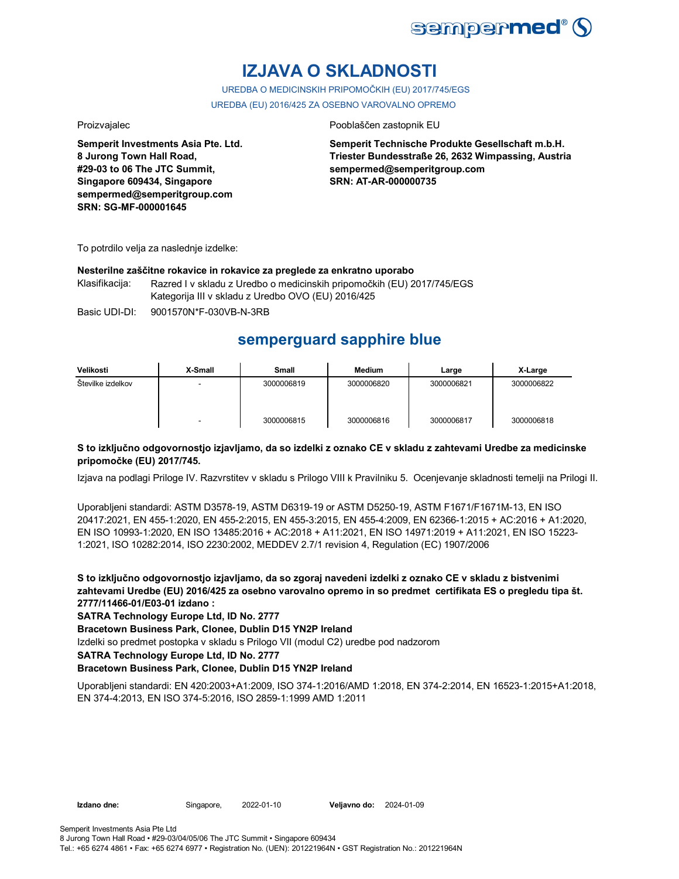# IZJAVA O SKLADNOSTI

UREDBA O MEDICINSKIH PRIPOMOČKIH (EU) 2017/745/EGS

UREDBA (EU) 2016/425 ZA OSEBNO VAROVALNO OPREMO

Proizvajalec

**Semperit Investments Asia Pte. Ltd.**
**8 Jurong Town Hall Road,**
**#29-03 to 06 The JTC Summit,**
**Singapore 609434, Singapore**
**sempermed@semperitgroup.com**
**SRN: SG-MF-000001645**

Pooblaščen zastopnik EU

**Semperit Technische Produkte Gesellschaft m.b.H.**
**Triester Bundesstraße 26, 2632 Wimpassing, Austria**
**sempermed@semperitgroup.com**
**SRN: AT-AR-000000735**

To potrdilo velja za naslednje izdelke:

**Nesterilne zaščitne rokavice in rokavice za preglede za enkratno uporabo**

Klasifikacija: Razred I v skladu z Uredbo o medicinskih pripomočkih (EU) 2017/745/EGS
Kategorija III v skladu z Uredbo OVO (EU) 2016/425

Basic UDI-DI: 9001570N*F-030VB-N-3RB

## semperguard sapphire blue

| Velikosti | X-Small | Small | Medium | Large | X-Large |
|---|---|---|---|---|---|
| Številke izdelkov | - | 3000006819 | 3000006820 | 3000006821 | 3000006822 |
| | - | 3000006815 | 3000006816 | 3000006817 | 3000006818 |

**S to izključno odgovornostjo izjavljamo, da so izdelki z oznako CE v skladu z zahtevami Uredbe za medicinske pripomočke (EU) 2017/745.**

Izjava na podlagi Priloge IV. Razvrstitev v skladu s Prilogo VIII k Pravilniku 5. Ocenjevanje skladnosti temelji na Prilogi II.

Uporabljeni standardi: ASTM D3578-19, ASTM D6319-19 or ASTM D5250-19, ASTM F1671/F1671M-13, EN ISO 20417:2021, EN 455-1:2020, EN 455-2:2015, EN 455-3:2015, EN 455-4:2009, EN 62366-1:2015 + AC:2016 + A1:2020, EN ISO 10993-1:2020, EN ISO 13485:2016 + AC:2018 + A11:2021, EN ISO 14971:2019 + A11:2021, EN ISO 15223-1:2021, ISO 10282:2014, ISO 2230:2002, MEDDEV 2.7/1 revision 4, Regulation (EC) 1907/2006

**S to izključno odgovornostjo izjavljamo, da so zgoraj navedeni izdelki z oznako CE v skladu z bistvenimi zahtevami Uredbe (EU) 2016/425 za osebno varovalno opremo in so predmet certifikata ES o pregledu tipa št. 2777/11466-01/E03-01 izdano :**

**SATRA Technology Europe Ltd, ID No. 2777**

**Bracetown Business Park, Clonee, Dublin D15 YN2P Ireland**

Izdelki so predmet postopka v skladu s Prilogo VII (modul C2) uredbe pod nadzorom

**SATRA Technology Europe Ltd, ID No. 2777**

**Bracetown Business Park, Clonee, Dublin D15 YN2P Ireland**

Uporabljeni standardi: EN 420:2003+A1:2009, ISO 374-1:2016/AMD 1:2018, EN 374-2:2014, EN 16523-1:2015+A1:2018, EN 374-4:2013, EN ISO 374-5:2016, ISO 2859-1:1999 AMD 1:2011

**Izdano dne:** Singapore, 2022-01-10 **Veljavno do:** 2024-01-09

Semperit Investments Asia Pte Ltd
8 Jurong Town Hall Road • #29-03/04/05/06 The JTC Summit • Singapore 609434
Tel.: +65 6274 4861 • Fax: +65 6274 6977 • Registration No. (UEN): 201221964N • GST Registration No.: 201221964N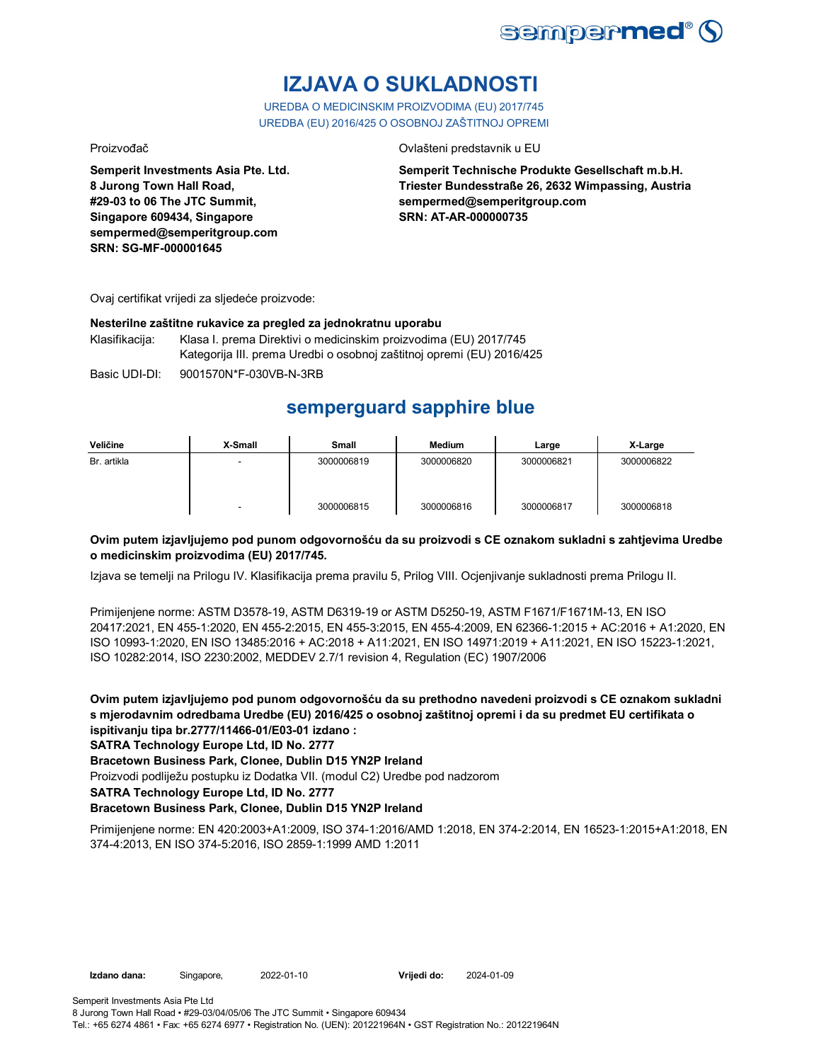# IZJAVA O SUKLADNOSTI

UREDBA O MEDICINSKIM PROIZVODIMA (EU) 2017/745
UREDBA (EU) 2016/425 O OSOBNOJ ZAŠTITNOJ OPREMI

Proizvođač

**Semperit Investments Asia Pte. Ltd.**
**8 Jurong Town Hall Road,**
**#29-03 to 06 The JTC Summit,**
**Singapore 609434, Singapore**
**sempermed@semperitgroup.com**
**SRN: SG-MF-000001645**

Ovlašteni predstavnik u EU

**Semperit Technische Produkte Gesellschaft m.b.H.**
**Triester Bundesstraße 26, 2632 Wimpassing, Austria**
**sempermed@semperitgroup.com**
**SRN: AT-AR-000000735**

Ovaj certifikat vrijedi za sljedeće proizvode:

**Nesterilne zaštitne rukavice za pregled za jednokratnu uporabu**

Klasifikacija: Klasa I. prema Direktivi o medicinskim proizvodima (EU) 2017/745
Kategorija III. prema Uredbi o osobnoj zaštitnoj opremi (EU) 2016/425

Basic UDI-DI: 9001570N*F-030VB-N-3RB

## semperguard sapphire blue

| Veličine | X-Small | Small | Medium | Large | X-Large |
|---|---|---|---|---|---|
| Br. artikla | - | 3000006819 | 3000006820 | 3000006821 | 3000006822 |
| | - | 3000006815 | 3000006816 | 3000006817 | 3000006818 |

**Ovim putem izjavljujemo pod punom odgovornošću da su proizvodi s CE oznakom sukladni s zahtjevima Uredbe o medicinskim proizvodima (EU) 2017/745.**

Izjava se temelji na Prilogu IV. Klasifikacija prema pravilu 5, Prilog VIII. Ocjenjivanje sukladnosti prema Prilogu II.

Primijenjene norme: ASTM D3578-19, ASTM D6319-19 or ASTM D5250-19, ASTM F1671/F1671M-13, EN ISO 20417:2021, EN 455-1:2020, EN 455-2:2015, EN 455-3:2015, EN 455-4:2009, EN 62366-1:2015 + AC:2016 + A1:2020, EN ISO 10993-1:2020, EN ISO 13485:2016 + AC:2018 + A11:2021, EN ISO 14971:2019 + A11:2021, EN ISO 15223-1:2021, ISO 10282:2014, ISO 2230:2002, MEDDEV 2.7/1 revision 4, Regulation (EC) 1907/2006

**Ovim putem izjavljujemo pod punom odgovornošću da su prethodno navedeni proizvodi s CE oznakom sukladni s mjerodavnim odredbama Uredbe (EU) 2016/425 o osobnoj zaštitnoj opremi i da su predmet EU certifikata o ispitivanju tipa br.2777/11466-01/E03-01 izdano :**
**SATRA Technology Europe Ltd, ID No. 2777**
**Bracetown Business Park, Clonee, Dublin D15 YN2P Ireland**
Proizvodi podliježu postupku iz Dodatka VII. (modul C2) Uredbe pod nadzorom
**SATRA Technology Europe Ltd, ID No. 2777**
**Bracetown Business Park, Clonee, Dublin D15 YN2P Ireland**

Primijenjene norme: EN 420:2003+A1:2009, ISO 374-1:2016/AMD 1:2018, EN 374-2:2014, EN 16523-1:2015+A1:2018, EN 374-4:2013, EN ISO 374-5:2016, ISO 2859-1:1999 AMD 1:2011

**Izdano dana:** Singapore, 2022-01-10 **Vrijedi do:** 2024-01-09

Semperit Investments Asia Pte Ltd
8 Jurong Town Hall Road • #29-03/04/05/06 The JTC Summit • Singapore 609434
Tel.: +65 6274 4861 • Fax: +65 6274 6977 • Registration No. (UEN): 201221964N • GST Registration No.: 201221964N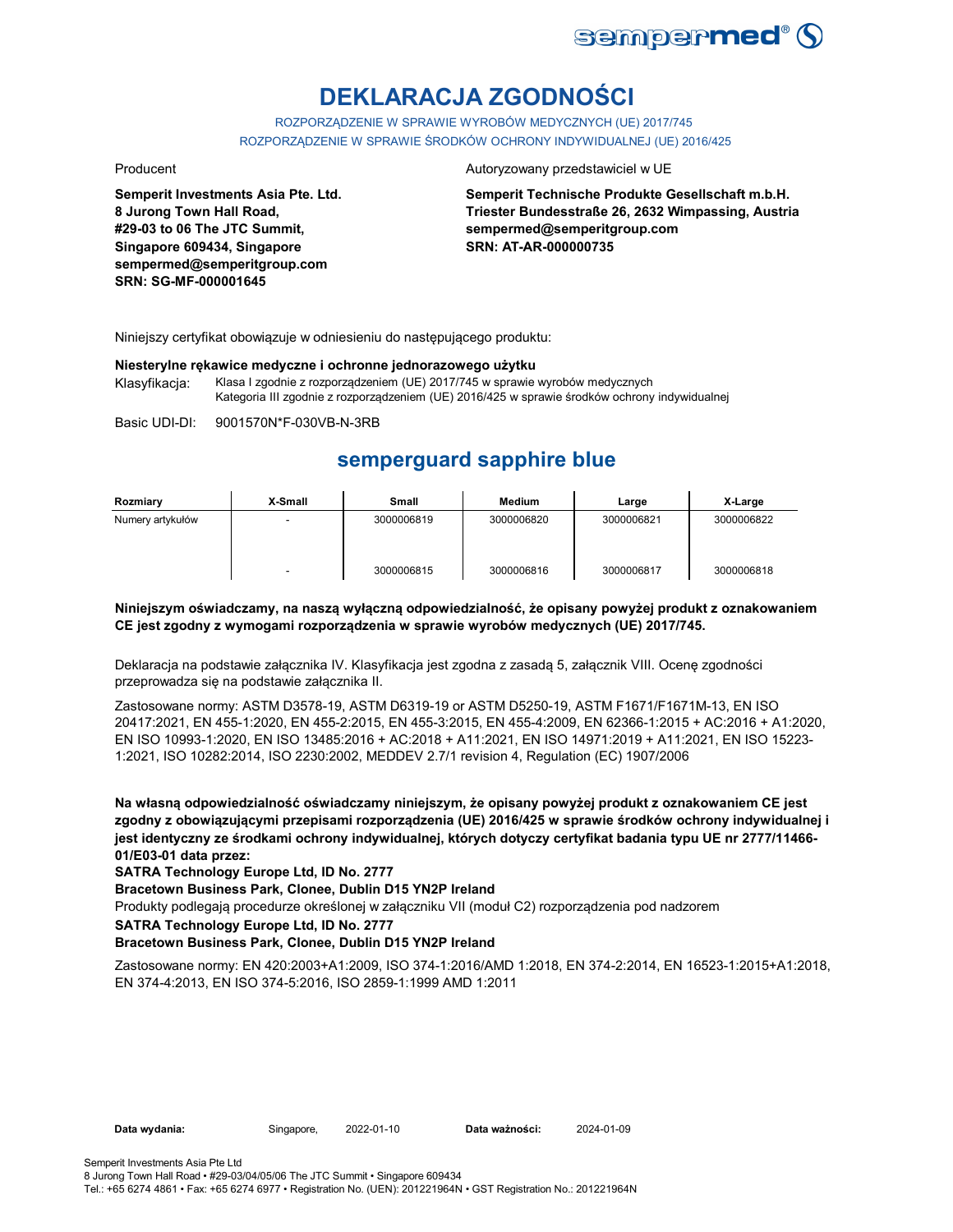# DEKLARACJA ZGODNOŚCI

ROZPORZĄDZENIE W SPRAWIE WYROBÓW MEDYCZNYCH (UE) 2017/745
ROZPORZĄDZENIE W SPRAWIE ŚRODKÓW OCHRONY INDYWIDUALNEJ (UE) 2016/425

Producent

**Semperit Investments Asia Pte. Ltd.**
**8 Jurong Town Hall Road,**
**#29-03 to 06 The JTC Summit,**
**Singapore 609434, Singapore**
**sempermed@semperitgroup.com**
**SRN: SG-MF-000001645**

Autoryzowany przedstawiciel w UE

**Semperit Technische Produkte Gesellschaft m.b.H.**
**Triester Bundesstraße 26, 2632 Wimpassing, Austria**
**sempermed@semperitgroup.com**
**SRN: AT-AR-000000735**

Niniejszy certyfikat obowiązuje w odniesieniu do następującego produktu:

**Niesterylne rękawice medyczne i ochronne jednorazowego użytku**

Klasyfikacja: Klasa I zgodnie z rozporządzeniem (UE) 2017/745 w sprawie wyrobów medycznych
Kategoria III zgodnie z rozporządzeniem (UE) 2016/425 w sprawie środków ochrony indywidualnej

Basic UDI-DI: 9001570N*F-030VB-N-3RB

## semperguard sapphire blue

| Rozmiary | X-Small | Small | Medium | Large | X-Large |
|---|---|---|---|---|---|
| Numery artykułów | - | 3000006819 | 3000006820 | 3000006821 | 3000006822 |
| | - | 3000006815 | 3000006816 | 3000006817 | 3000006818 |

**Niniejszym oświadczamy, na naszą wyłączną odpowiedzialność, że opisany powyżej produkt z oznakowaniem CE jest zgodny z wymogami rozporządzenia w sprawie wyrobów medycznych (UE) 2017/745.**

Deklaracja na podstawie załącznika IV. Klasyfikacja jest zgodna z zasadą 5, załącznik VIII. Ocenę zgodności przeprowadza się na podstawie załącznika II.

Zastosowane normy: ASTM D3578-19, ASTM D6319-19 or ASTM D5250-19, ASTM F1671/F1671M-13, EN ISO 20417:2021, EN 455-1:2020, EN 455-2:2015, EN 455-3:2015, EN 455-4:2009, EN 62366-1:2015 + AC:2016 + A1:2020, EN ISO 10993-1:2020, EN ISO 13485:2016 + AC:2018 + A11:2021, EN ISO 14971:2019 + A11:2021, EN ISO 15223-1:2021, ISO 10282:2014, ISO 2230:2002, MEDDEV 2.7/1 revision 4, Regulation (EC) 1907/2006

**Na własną odpowiedzialność oświadczamy niniejszym, że opisany powyżej produkt z oznakowaniem CE jest zgodny z obowiązującymi przepisami rozporządzenia (UE) 2016/425 w sprawie środków ochrony indywidualnej i jest identyczny ze środkami ochrony indywidualnej, których dotyczy certyfikat badania typu UE nr 2777/11466-01/E03-01 data przez:**

**SATRA Technology Europe Ltd, ID No. 2777**

**Bracetown Business Park, Clonee, Dublin D15 YN2P Ireland**

Produkty podlegają procedurze określonej w załączniku VII (moduł C2) rozporządzenia pod nadzorem

**SATRA Technology Europe Ltd, ID No. 2777**

**Bracetown Business Park, Clonee, Dublin D15 YN2P Ireland**

Zastosowane normy: EN 420:2003+A1:2009, ISO 374-1:2016/AMD 1:2018, EN 374-2:2014, EN 16523-1:2015+A1:2018, EN 374-4:2013, EN ISO 374-5:2016, ISO 2859-1:1999 AMD 1:2011

**Data wydania:** Singapore, 2022-01-10 **Data ważności:** 2024-01-09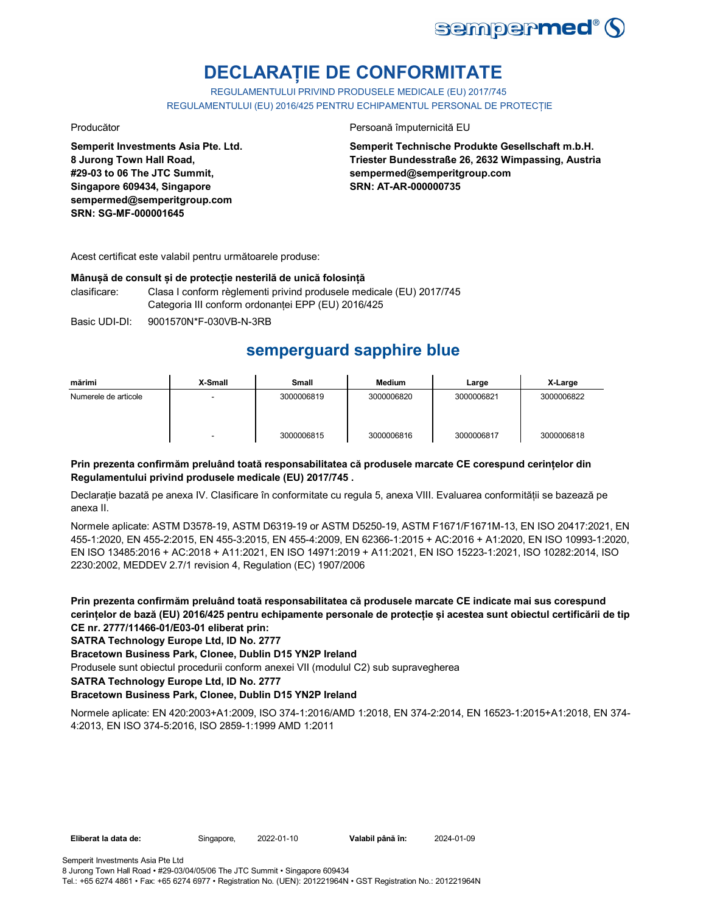# DECLARAȚIE DE CONFORMITATE

REGULAMENTULUI PRIVIND PRODUSELE MEDICALE (EU) 2017/745

REGULAMENTULUI (EU) 2016/425 PENTRU ECHIPAMENTUL PERSONAL DE PROTECȚIE

Producător

**Semperit Investments Asia Pte. Ltd.**
**8 Jurong Town Hall Road,**
**#29-03 to 06 The JTC Summit,**
**Singapore 609434, Singapore**
**sempermed@semperitgroup.com**
**SRN: SG-MF-000001645**

Persoană împuternicită EU

**Semperit Technische Produkte Gesellschaft m.b.H.**
**Triester Bundesstraße 26, 2632 Wimpassing, Austria**
**sempermed@semperitgroup.com**
**SRN: AT-AR-000000735**

Acest certificat este valabil pentru următoarele produse:

**Mănușă de consult și de protecție nesterilă de unică folosință**

clasificare: Clasa I conform règlementi privind produsele medicale (EU) 2017/745
Categoria III conform ordonanței EPP (EU) 2016/425

Basic UDI-DI: 9001570N*F-030VB-N-3RB

## semperguard sapphire blue

| mărimi | X-Small | Small | Medium | Large | X-Large |
|---|---|---|---|---|---|
| Numerele de articole | - | 3000006819 | 3000006820 | 3000006821 | 3000006822 |
| | - | 3000006815 | 3000006816 | 3000006817 | 3000006818 |

**Prin prezenta confirmăm preluând toată responsabilitatea că produsele marcate CE corespund cerințelor din Regulamentului privind produsele medicale (EU) 2017/745 .**

Declarație bazată pe anexa IV. Clasificare în conformitate cu regula 5, anexa VIII. Evaluarea conformității se bazează pe anexa II.

Normele aplicate: ASTM D3578-19, ASTM D6319-19 or ASTM D5250-19, ASTM F1671/F1671M-13, EN ISO 20417:2021, EN 455-1:2020, EN 455-2:2015, EN 455-3:2015, EN 455-4:2009, EN 62366-1:2015 + AC:2016 + A1:2020, EN ISO 10993-1:2020, EN ISO 13485:2016 + AC:2018 + A11:2021, EN ISO 14971:2019 + A11:2021, EN ISO 15223-1:2021, ISO 10282:2014, ISO 2230:2002, MEDDEV 2.7/1 revision 4, Regulation (EC) 1907/2006

**Prin prezenta confirmăm preluând toată responsabilitatea că produsele marcate CE indicate mai sus corespund cerințelor de bază (EU) 2016/425 pentru echipamente personale de protecție și acestea sunt obiectul certificării de tip CE nr. 2777/11466-01/E03-01 eliberat prin:**

**SATRA Technology Europe Ltd, ID No. 2777**

**Bracetown Business Park, Clonee, Dublin D15 YN2P Ireland**

Produsele sunt obiectul procedurii conform anexei VII (modulul C2) sub supravegherea

**SATRA Technology Europe Ltd, ID No. 2777**

**Bracetown Business Park, Clonee, Dublin D15 YN2P Ireland**

Normele aplicate: EN 420:2003+A1:2009, ISO 374-1:2016/AMD 1:2018, EN 374-2:2014, EN 16523-1:2015+A1:2018, EN 374-4:2013, EN ISO 374-5:2016, ISO 2859-1:1999 AMD 1:2011

**Eliberat la data de:** Singapore, 2022-01-10 **Valabil până în:** 2024-01-09

Semperit Investments Asia Pte Ltd
8 Jurong Town Hall Road • #29-03/04/05/06 The JTC Summit • Singapore 609434
Tel.: +65 6274 4861 • Fax: +65 6274 6977 • Registration No. (UEN): 201221964N • GST Registration No.: 201221964N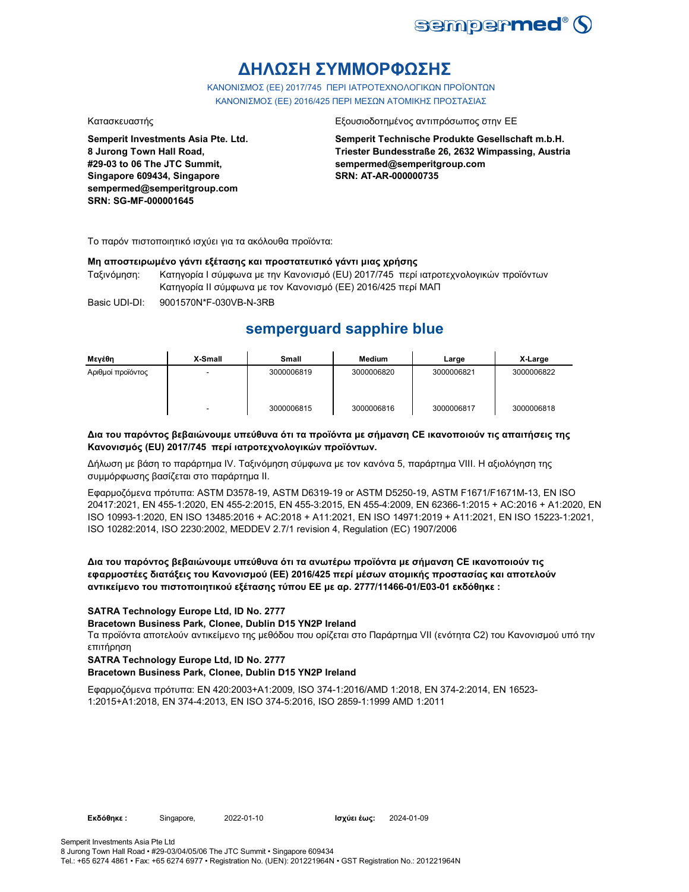# ΔΗΛΩΣΗ ΣΥΜΜΟΡΦΩΣΗΣ

ΚΑΝΟΝΙΣΜΟΣ (ΕΕ) 2017/745 ΠΕΡΙ ΙΑΤΡΟΤΕΧΝΟΛΟΓΙΚΩΝ ΠΡΟΪΟΝΤΩΝ
ΚΑΝΟΝΙΣΜΟΣ (ΕΕ) 2016/425 ΠΕΡΙ ΜΕΣΩΝ ΑΤΟΜΙΚΗΣ ΠΡΟΣΤΑΣΙΑΣ

Κατασκευαστής

**Semperit Investments Asia Pte. Ltd.**
**8 Jurong Town Hall Road,**
**#29-03 to 06 The JTC Summit,**
**Singapore 609434, Singapore**
**sempermed@semperitgroup.com**
**SRN: SG-MF-000001645**

Εξουσιοδοτημένος αντιπρόσωπος στην ΕΕ

**Semperit Technische Produkte Gesellschaft m.b.H.**
**Triester Bundesstraße 26, 2632 Wimpassing, Austria**
**sempermed@semperitgroup.com**
**SRN: AT-AR-000000735**

Το παρόν πιστοποιητικό ισχύει για τα ακόλουθα προϊόντα:

**Μη αποστειρωμένο γάντι εξέτασης και προστατευτικό γάντι μιας χρήσης**

Ταξινόμηση: Κατηγορία I σύμφωνα με την Κανονισμό (EU) 2017/745 περί ιατροτεχνολογικών προϊόντων
Κατηγορία II σύμφωνα με τον Κανονισμό (ΕΕ) 2016/425 περί ΜΑΠ

Basic UDI-DI: 9001570N*F-030VB-N-3RB

## semperguard sapphire blue

| Μεγέθη | X-Small | Small | Medium | Large | X-Large |
|---|---|---|---|---|---|
| Αριθμοί προϊόντος | - | 3000006819 | 3000006820 | 3000006821 | 3000006822 |
| | - | 3000006815 | 3000006816 | 3000006817 | 3000006818 |

**Δια του παρόντος βεβαιώνουμε υπεύθυνα ότι τα προϊόντα με σήμανση CE ικανοποιούν τις απαιτήσεις της Κανονισμός (EU) 2017/745 περί ιατροτεχνολογικών προϊόντων.**

Δήλωση με βάση το παράρτημα IV. Ταξινόμηση σύμφωνα με τον κανόνα 5, παράρτημα VIII. Η αξιολόγηση της συμμόρφωσης βασίζεται στο παράρτημα II.

Εφαρμοζόμενα πρότυπα: ASTM D3578-19, ASTM D6319-19 or ASTM D5250-19, ASTM F1671/F1671M-13, EN ISO 20417:2021, EN 455-1:2020, EN 455-2:2015, EN 455-3:2015, EN 455-4:2009, EN 62366-1:2015 + AC:2016 + A1:2020, EN ISO 10993-1:2020, EN ISO 13485:2016 + AC:2018 + A11:2021, EN ISO 14971:2019 + A11:2021, EN ISO 15223-1:2021, ISO 10282:2014, ISO 2230:2002, MEDDEV 2.7/1 revision 4, Regulation (EC) 1907/2006

**Δια του παρόντος βεβαιώνουμε υπεύθυνα ότι τα ανωτέρω προϊόντα με σήμανση CE ικανοποιούν τις εφαρμοστέες διατάξεις του Κανονισμού (ΕΕ) 2016/425 περί μέσων ατομικής προστασίας και αποτελούν αντικείμενο του πιστοποιητικού εξέτασης τύπου ΕΕ με αρ. 2777/11466-01/E03-01 εκδόθηκε :**

**SATRA Technology Europe Ltd, ID No. 2777**
**Bracetown Business Park, Clonee, Dublin D15 YN2P Ireland**

Τα προϊόντα αποτελούν αντικείμενο της μεθόδου που ορίζεται στο Παράρτημα VII (ενότητα C2) του Κανονισμού υπό την επιτήρηση

**SATRA Technology Europe Ltd, ID No. 2777**
**Bracetown Business Park, Clonee, Dublin D15 YN2P Ireland**

Εφαρμοζόμενα πρότυπα: EN 420:2003+A1:2009, ISO 374-1:2016/AMD 1:2018, EN 374-2:2014, EN 16523-1:2015+A1:2018, EN 374-4:2013, EN ISO 374-5:2016, ISO 2859-1:1999 AMD 1:2011

**Εκδόθηκε :** Singapore, 2022-01-10 **Ισχύει έως:** 2024-01-09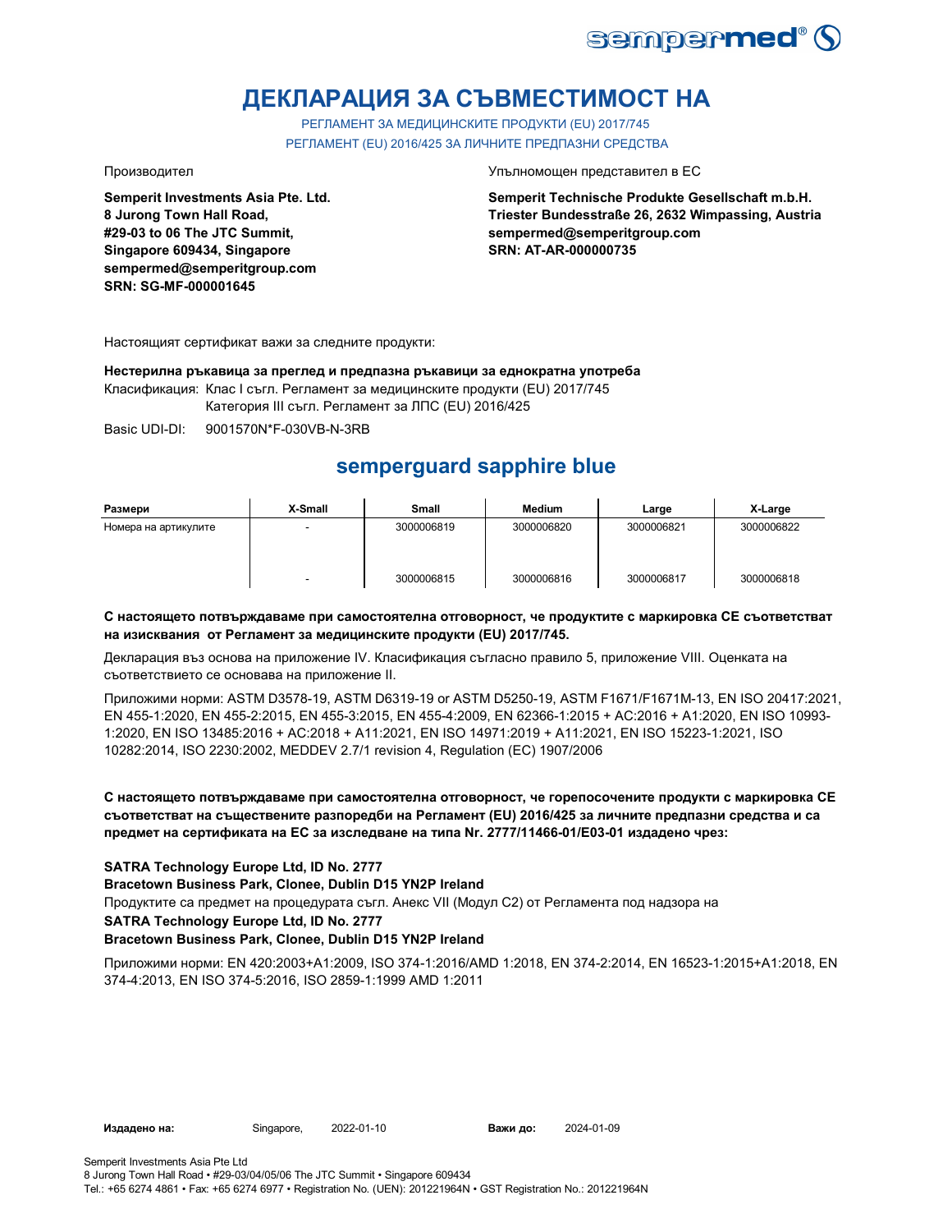# ДЕКЛАРАЦИЯ ЗА СЪВМЕСТИМОСТ НА

РЕГЛАМЕНТ ЗА МЕДИЦИНСКИТЕ ПРОДУКТИ (EU) 2017/745
РЕГЛАМЕНТ (EU) 2016/425 ЗА ЛИЧНИТЕ ПРЕДПАЗНИ СРЕДСТВА

Производител

**Semperit Investments Asia Pte. Ltd.**
**8 Jurong Town Hall Road,**
**#29-03 to 06 The JTC Summit,**
**Singapore 609434, Singapore**
**sempermed@semperitgroup.com**
**SRN: SG-MF-000001645**

Упълномощен представител в ЕС

**Semperit Technische Produkte Gesellschaft m.b.H.**
**Triester Bundesstraße 26, 2632 Wimpassing, Austria**
**sempermed@semperitgroup.com**
**SRN: AT-AR-000000735**

Настоящият сертификат важи за следните продукти:

**Нестерилна ръкавица за преглед и предпазна ръкавици за еднократна употреба**

Класификация: Клас I съгл. Регламент за медицинските продукти (EU) 2017/745
Категория III съгл. Регламент за ЛПС (EU) 2016/425

Basic UDI-DI: 9001570N*F-030VB-N-3RB

## semperguard sapphire blue

| Размери | X-Small | Small | Medium | Large | X-Large |
|---|---|---|---|---|---|
| Номера на артикулите | - | 3000006819 | 3000006820 | 3000006821 | 3000006822 |
| | - | 3000006815 | 3000006816 | 3000006817 | 3000006818 |

**С настоящето потвърждаваме при самостоятелна отговорност, че продуктите с маркировка CE съответстват на изисквания от Регламент за медицинските продукти (EU) 2017/745.**

Декларация въз основа на приложение IV. Класификация съгласно правило 5, приложение VIII. Оценката на съответствието се основава на приложение II.

Приложими норми: ASTM D3578-19, ASTM D6319-19 or ASTM D5250-19, ASTM F1671/F1671M-13, EN ISO 20417:2021, EN 455-1:2020, EN 455-2:2015, EN 455-3:2015, EN 455-4:2009, EN 62366-1:2015 + AC:2016 + A1:2020, EN ISO 10993-1:2020, EN ISO 13485:2016 + AC:2018 + A11:2021, EN ISO 14971:2019 + A11:2021, EN ISO 15223-1:2021, ISO 10282:2014, ISO 2230:2002, MEDDEV 2.7/1 revision 4, Regulation (EC) 1907/2006

**С настоящето потвърждаваме при самостоятелна отговорност, че горепосочените продукти с маркировка CE съответстват на съществените разпоредби на Регламент (EU) 2016/425 за личните предпазни средства и са предмет на сертификата на ЕС за изследване на типа Nr. 2777/11466-01/E03-01 издадено чрез:**

**SATRA Technology Europe Ltd, ID No. 2777**
**Bracetown Business Park, Clonee, Dublin D15 YN2P Ireland**
Продуктите са предмет на процедурата съгл. Анекс VII (Модул C2) от Регламента под надзора на
**SATRA Technology Europe Ltd, ID No. 2777**
**Bracetown Business Park, Clonee, Dublin D15 YN2P Ireland**

Приложими норми: EN 420:2003+A1:2009, ISO 374-1:2016/AMD 1:2018, EN 374-2:2014, EN 16523-1:2015+A1:2018, EN 374-4:2013, EN ISO 374-5:2016, ISO 2859-1:1999 AMD 1:2011

**Издадено на:** Singapore, 2022-01-10 **Важи до:** 2024-01-09

Semperit Investments Asia Pte Ltd
8 Jurong Town Hall Road • #29-03/04/05/06 The JTC Summit • Singapore 609434
Tel.: +65 6274 4861 • Fax: +65 6274 6977 • Registration No. (UEN): 201221964N • GST Registration No.: 201221964N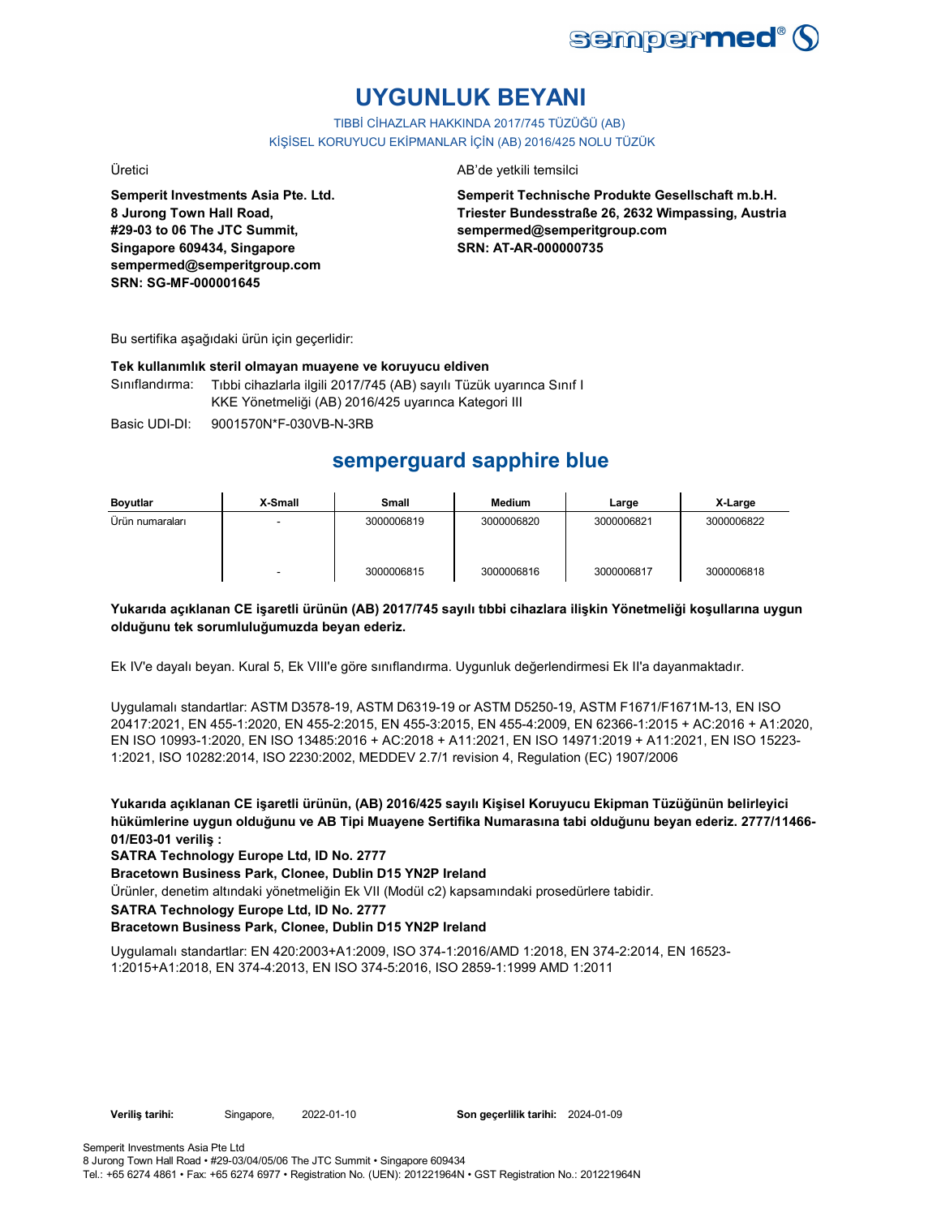# UYGUNLUK BEYANI

TIBBİ CİHAZLAR HAKKINDA 2017/745 TÜZÜĞÜ (AB)

KİŞİSEL KORUYUCU EKİPMANLAR İÇİN (AB) 2016/425 NOLU TÜZÜK

Üretici

**Semperit Investments Asia Pte. Ltd.**
**8 Jurong Town Hall Road,**
**#29-03 to 06 The JTC Summit,**
**Singapore 609434, Singapore**
**sempermed@semperitgroup.com**
**SRN: SG-MF-000001645**

AB'de yetkili temsilci

**Semperit Technische Produkte Gesellschaft m.b.H.**
**Triester Bundesstraße 26, 2632 Wimpassing, Austria**
**sempermed@semperitgroup.com**
**SRN: AT-AR-000000735**

Bu sertifika aşağıdaki ürün için geçerlidir:

**Tek kullanımlık steril olmayan muayene ve koruyucu eldiven**

Sınıflandırma: Tıbbi cihazlarla ilgili 2017/745 (AB) sayılı Tüzük uyarınca Sınıf I
KKE Yönetmeliği (AB) 2016/425 uyarınca Kategori III

Basic UDI-DI: 9001570N*F-030VB-N-3RB

## semperguard sapphire blue

| Boyutlar | X-Small | Small | Medium | Large | X-Large |
|---|---|---|---|---|---|
| Ürün numaraları | - | 3000006819 | 3000006820 | 3000006821 | 3000006822 |
| | - | 3000006815 | 3000006816 | 3000006817 | 3000006818 |

**Yukarıda açıklanan CE işaretli ürünün (AB) 2017/745 sayılı tıbbi cihazlara ilişkin Yönetmeliği koşullarına uygun olduğunu tek sorumluluğumuzda beyan ederiz.**

Ek IV'e dayalı beyan. Kural 5, Ek VIII'e göre sınıflandırma. Uygunluk değerlendirmesi Ek II'a dayanmaktadır.

Uygulamalı standartlar: ASTM D3578-19, ASTM D6319-19 or ASTM D5250-19, ASTM F1671/F1671M-13, EN ISO 20417:2021, EN 455-1:2020, EN 455-2:2015, EN 455-3:2015, EN 455-4:2009, EN 62366-1:2015 + AC:2016 + A1:2020, EN ISO 10993-1:2020, EN ISO 13485:2016 + AC:2018 + A11:2021, EN ISO 14971:2019 + A11:2021, EN ISO 15223-1:2021, ISO 10282:2014, ISO 2230:2002, MEDDEV 2.7/1 revision 4, Regulation (EC) 1907/2006

**Yukarıda açıklanan CE işaretli ürünün, (AB) 2016/425 sayılı Kişisel Koruyucu Ekipman Tüzüğünün belirleyici hükümlerine uygun olduğunu ve AB Tipi Muayene Sertifika Numarasına tabi olduğunu beyan ederiz. 2777/11466-01/E03-01 veriliş :**
**SATRA Technology Europe Ltd, ID No. 2777**
**Bracetown Business Park, Clonee, Dublin D15 YN2P Ireland**
Ürünler, denetim altındaki yönetmeliğin Ek VII (Modül c2) kapsamındaki prosedürlere tabidir.
**SATRA Technology Europe Ltd, ID No. 2777**
**Bracetown Business Park, Clonee, Dublin D15 YN2P Ireland**

Uygulamalı standartlar: EN 420:2003+A1:2009, ISO 374-1:2016/AMD 1:2018, EN 374-2:2014, EN 16523-1:2015+A1:2018, EN 374-4:2013, EN ISO 374-5:2016, ISO 2859-1:1999 AMD 1:2011

**Veriliş tarihi:** Singapore, 2022-01-10 **Son geçerlilik tarihi:** 2024-01-09

Semperit Investments Asia Pte Ltd
8 Jurong Town Hall Road • #29-03/04/05/06 The JTC Summit • Singapore 609434
Tel.: +65 6274 4861 • Fax: +65 6274 6977 • Registration No. (UEN): 201221964N • GST Registration No.: 201221964N